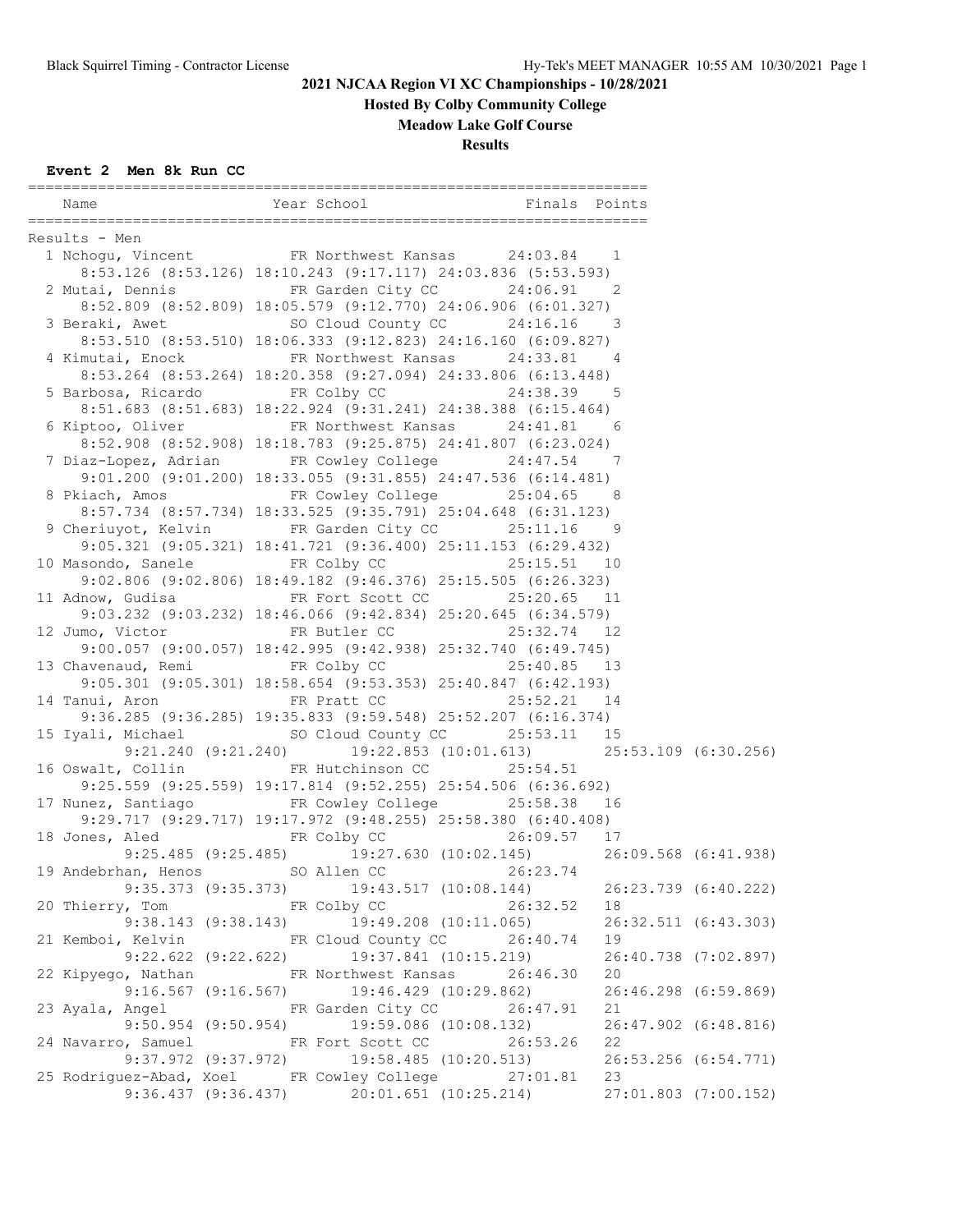# 2021 NJCAA Region VI XC Championships - 10/28/2021

**Hosted By Colby Community College**

**Meadow Lake Golf Course**

**Results**

### Event 2 Men 8k Run CC

```
=======================================================================
   Name                    Year School                 Finals  Points
=======================================================================
Results - Men
  1 Nchogu, Vincent          FR Northwest Kansas      24:03.84    1
     8:53.126 (8:53.126) 18:10.243 (9:17.117) 24:03.836 (5:53.593)
  2 Mutai, Dennis            FR Garden City CC        24:06.91    2
     8:52.809 (8:52.809) 18:05.579 (9:12.770) 24:06.906 (6:01.327)
  3 Beraki, Awet             SO Cloud County CC       24:16.16    3
     8:53.510 (8:53.510) 18:06.333 (9:12.823) 24:16.160 (6:09.827)
  4 Kimutai, Enock           FR Northwest Kansas      24:33.81    4
     8:53.264 (8:53.264) 18:20.358 (9:27.094) 24:33.806 (6:13.448)
  5 Barbosa, Ricardo         FR Colby CC              24:38.39    5
     8:51.683 (8:51.683) 18:22.924 (9:31.241) 24:38.388 (6:15.464)
  6 Kiptoo, Oliver           FR Northwest Kansas      24:41.81    6
     8:52.908 (8:52.908) 18:18.783 (9:25.875) 24:41.807 (6:23.024)
  7 Diaz-Lopez, Adrian       FR Cowley College        24:47.54    7
     9:01.200 (9:01.200) 18:33.055 (9:31.855) 24:47.536 (6:14.481)
  8 Pkiach, Amos             FR Cowley College        25:04.65    8
     8:57.734 (8:57.734) 18:33.525 (9:35.791) 25:04.648 (6:31.123)
  9 Cheriuyot, Kelvin        FR Garden City CC        25:11.16    9
     9:05.321 (9:05.321) 18:41.721 (9:36.400) 25:11.153 (6:29.432)
 10 Masondo, Sanele          FR Colby CC              25:15.51   10
     9:02.806 (9:02.806) 18:49.182 (9:46.376) 25:15.505 (6:26.323)
 11 Adnow, Gudisa            FR Fort Scott CC         25:20.65   11
     9:03.232 (9:03.232) 18:46.066 (9:42.834) 25:20.645 (6:34.579)
 12 Jumo, Victor             FR Butler CC             25:32.74   12
     9:00.057 (9:00.057) 18:42.995 (9:42.938) 25:32.740 (6:49.745)
 13 Chavenaud, Remi          FR Colby CC              25:40.85   13
     9:05.301 (9:05.301) 18:58.654 (9:53.353) 25:40.847 (6:42.193)
 14 Tanui, Aron              FR Pratt CC              25:52.21   14
     9:36.285 (9:36.285) 19:35.833 (9:59.548) 25:52.207 (6:16.374)
 15 Iyali, Michael           SO Cloud County CC       25:53.11   15
        9:21.240 (9:21.240)       19:22.853 (10:01.613)       25:53.109 (6:30.256)
 16 Oswalt, Collin           FR Hutchinson CC         25:54.51
     9:25.559 (9:25.559) 19:17.814 (9:52.255) 25:54.506 (6:36.692)
 17 Nunez, Santiago          FR Cowley College        25:58.38   16
     9:29.717 (9:29.717) 19:17.972 (9:48.255) 25:58.380 (6:40.408)
 18 Jones, Aled              FR Colby CC              26:09.57   17
        9:25.485 (9:25.485)       19:27.630 (10:02.145)       26:09.568 (6:41.938)
 19 Andebrhan, Henos         SO Allen CC              26:23.74
        9:35.373 (9:35.373)       19:43.517 (10:08.144)       26:23.739 (6:40.222)
 20 Thierry, Tom             FR Colby CC              26:32.52   18
        9:38.143 (9:38.143)       19:49.208 (10:11.065)       26:32.511 (6:43.303)
 21 Kemboi, Kelvin           FR Cloud County CC       26:40.74   19
        9:22.622 (9:22.622)       19:37.841 (10:15.219)       26:40.738 (7:02.897)
 22 Kipyego, Nathan          FR Northwest Kansas      26:46.30   20
        9:16.567 (9:16.567)       19:46.429 (10:29.862)       26:46.298 (6:59.869)
 23 Ayala, Angel             FR Garden City CC        26:47.91   21
        9:50.954 (9:50.954)       19:59.086 (10:08.132)       26:47.902 (6:48.816)
 24 Navarro, Samuel          FR Fort Scott CC         26:53.26   22
        9:37.972 (9:37.972)       19:58.485 (10:20.513)       26:53.256 (6:54.771)
 25 Rodriguez-Abad, Xoel     FR Cowley College        27:01.81   23
        9:36.437 (9:36.437)       20:01.651 (10:25.214)       27:01.803 (7:00.152)
```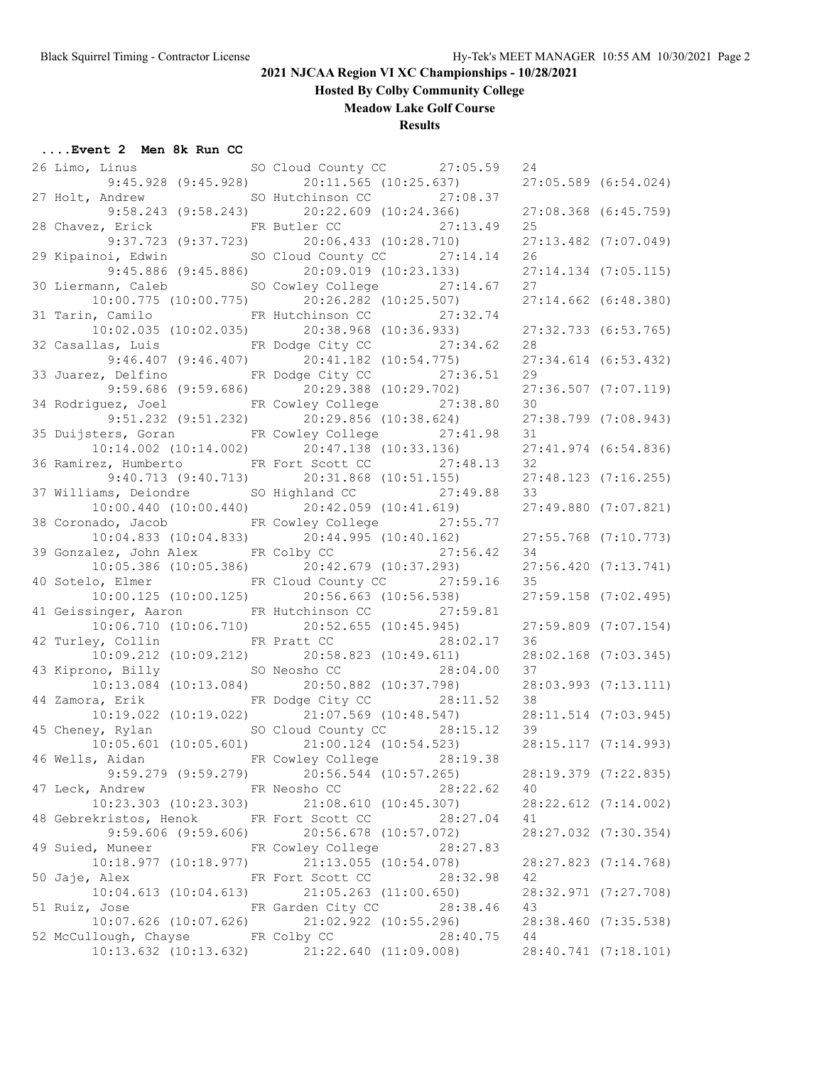## 2021 NJCAA Region VI XC Championships - 10/28/2021

**Hosted By Colby Community College**

**Meadow Lake Golf Course**

**Results**

### ....Event 2 Men 8k Run CC

```
26 Limo, Linus               SO Cloud County CC      27:05.59   24
        9:45.928 (9:45.928)      20:11.565 (10:25.637)        27:05.589 (6:54.024)
27 Holt, Andrew              SO Hutchinson CC        27:08.37
        9:58.243 (9:58.243)      20:22.609 (10:24.366)        27:08.368 (6:45.759)
28 Chavez, Erick             FR Butler CC            27:13.49   25
        9:37.723 (9:37.723)      20:06.433 (10:28.710)        27:13.482 (7:07.049)
29 Kipainoi, Edwin           SO Cloud County CC      27:14.14   26
        9:45.886 (9:45.886)      20:09.019 (10:23.133)        27:14.134 (7:05.115)
30 Liermann, Caleb           SO Cowley College       27:14.67   27
       10:00.775 (10:00.775)     20:26.282 (10:25.507)        27:14.662 (6:48.380)
31 Tarin, Camilo             FR Hutchinson CC        27:32.74
       10:02.035 (10:02.035)     20:38.968 (10:36.933)        27:32.733 (6:53.765)
32 Casallas, Luis            FR Dodge City CC        27:34.62   28
        9:46.407 (9:46.407)      20:41.182 (10:54.775)        27:34.614 (6:53.432)
33 Juarez, Delfino           FR Dodge City CC        27:36.51   29
        9:59.686 (9:59.686)      20:29.388 (10:29.702)        27:36.507 (7:07.119)
34 Rodriguez, Joel           FR Cowley College       27:38.80   30
        9:51.232 (9:51.232)      20:29.856 (10:38.624)        27:38.799 (7:08.943)
35 Duijsters, Goran          FR Cowley College       27:41.98   31
       10:14.002 (10:14.002)     20:47.138 (10:33.136)        27:41.974 (6:54.836)
36 Ramirez, Humberto         FR Fort Scott CC        27:48.13   32
        9:40.713 (9:40.713)      20:31.868 (10:51.155)        27:48.123 (7:16.255)
37 Williams, Deiondre        SO Highland CC          27:49.88   33
       10:00.440 (10:00.440)     20:42.059 (10:41.619)        27:49.880 (7:07.821)
38 Coronado, Jacob           FR Cowley College       27:55.77
       10:04.833 (10:04.833)     20:44.995 (10:40.162)        27:55.768 (7:10.773)
39 Gonzalez, John Alex       FR Colby CC             27:56.42   34
       10:05.386 (10:05.386)     20:42.679 (10:37.293)        27:56.420 (7:13.741)
40 Sotelo, Elmer             FR Cloud County CC      27:59.16   35
       10:00.125 (10:00.125)     20:56.663 (10:56.538)        27:59.158 (7:02.495)
41 Geissinger, Aaron         FR Hutchinson CC        27:59.81
       10:06.710 (10:06.710)     20:52.655 (10:45.945)        27:59.809 (7:07.154)
42 Turley, Collin            FR Pratt CC             28:02.17   36
       10:09.212 (10:09.212)     20:58.823 (10:49.611)        28:02.168 (7:03.345)
43 Kiprono, Billy            SO Neosho CC            28:04.00   37
       10:13.084 (10:13.084)     20:50.882 (10:37.798)        28:03.993 (7:13.111)
44 Zamora, Erik              FR Dodge City CC        28:11.52   38
       10:19.022 (10:19.022)     21:07.569 (10:48.547)        28:11.514 (7:03.945)
45 Cheney, Rylan             SO Cloud County CC      28:15.12   39
       10:05.601 (10:05.601)     21:00.124 (10:54.523)        28:15.117 (7:14.993)
46 Wells, Aidan              FR Cowley College       28:19.38
        9:59.279 (9:59.279)      20:56.544 (10:57.265)        28:19.379 (7:22.835)
47 Leck, Andrew              FR Neosho CC            28:22.62   40
       10:23.303 (10:23.303)     21:08.610 (10:45.307)        28:22.612 (7:14.002)
48 Gebrekristos, Henok       FR Fort Scott CC        28:27.04   41
        9:59.606 (9:59.606)      20:56.678 (10:57.072)        28:27.032 (7:30.354)
49 Suied, Muneer             FR Cowley College       28:27.83
       10:18.977 (10:18.977)     21:13.055 (10:54.078)        28:27.823 (7:14.768)
50 Jaje, Alex                FR Fort Scott CC        28:32.98   42
       10:04.613 (10:04.613)     21:05.263 (11:00.650)        28:32.971 (7:27.708)
51 Ruiz, Jose                FR Garden City CC       28:38.46   43
       10:07.626 (10:07.626)     21:02.922 (10:55.296)        28:38.460 (7:35.538)
52 McCullough, Chayse        FR Colby CC             28:40.75   44
       10:13.632 (10:13.632)     21:22.640 (11:09.008)        28:40.741 (7:18.101)
```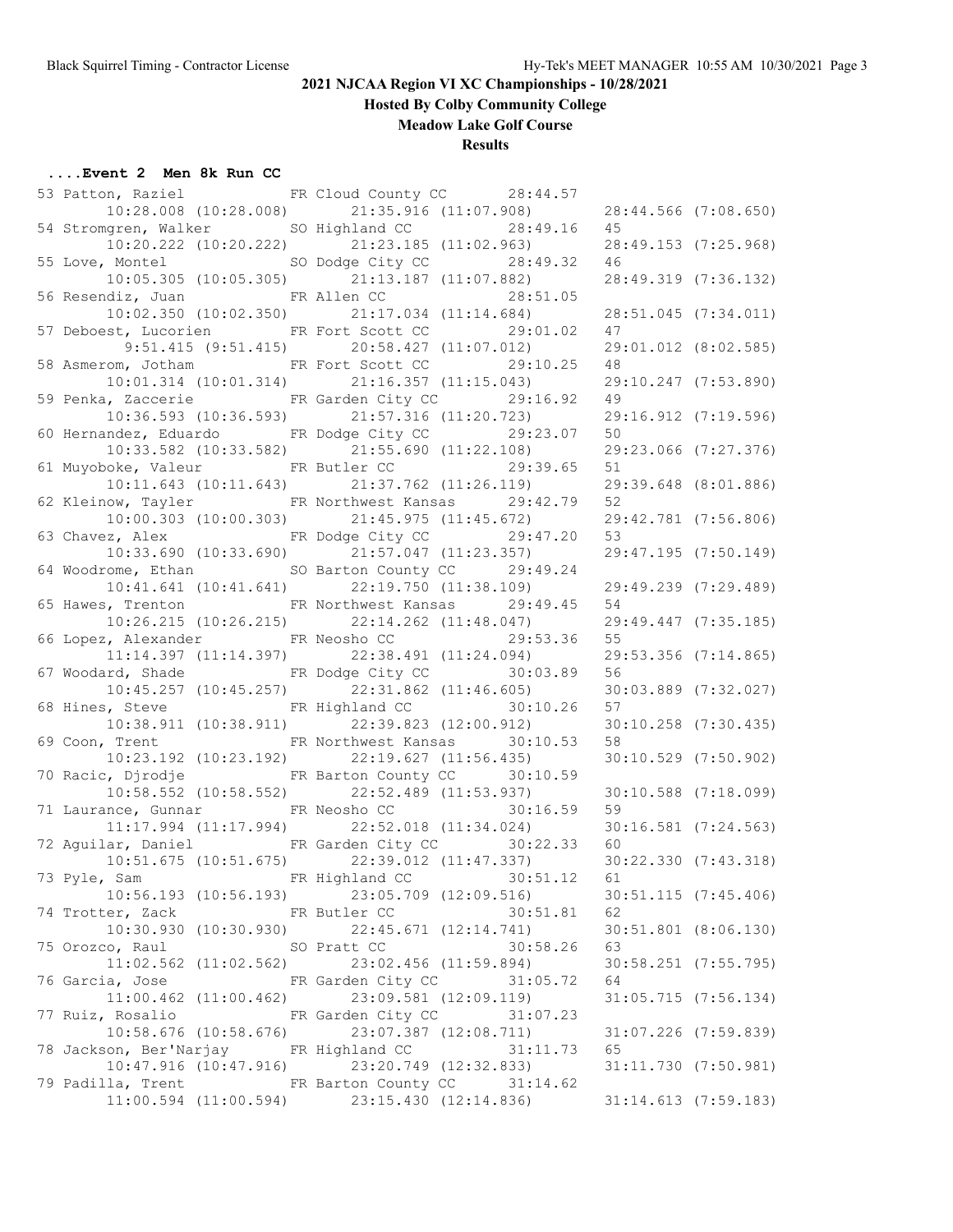## 2021 NJCAA Region VI XC Championships - 10/28/2021

**Hosted By Colby Community College**

**Meadow Lake Golf Course**

**Results**

### ....Event 2 Men 8k Run CC

```
53 Patton, Raziel            FR Cloud County CC       28:44.57
       10:28.008 (10:28.008)      21:35.916 (11:07.908)        28:44.566 (7:08.650)
54 Stromgren, Walker         SO Highland CC           28:49.16   45
       10:20.222 (10:20.222)      21:23.185 (11:02.963)        28:49.153 (7:25.968)
55 Love, Montel              SO Dodge City CC         28:49.32   46
       10:05.305 (10:05.305)      21:13.187 (11:07.882)        28:49.319 (7:36.132)
56 Resendiz, Juan            FR Allen CC              28:51.05
       10:02.350 (10:02.350)      21:17.034 (11:14.684)        28:51.045 (7:34.011)
57 Deboest, Lucorien         FR Fort Scott CC         29:01.02   47
        9:51.415 (9:51.415)       20:58.427 (11:07.012)        29:01.012 (8:02.585)
58 Asmerom, Jotham           FR Fort Scott CC         29:10.25   48
       10:01.314 (10:01.314)      21:16.357 (11:15.043)        29:10.247 (7:53.890)
59 Penka, Zaccerie           FR Garden City CC        29:16.92   49
       10:36.593 (10:36.593)      21:57.316 (11:20.723)        29:16.912 (7:19.596)
60 Hernandez, Eduardo        FR Dodge City CC         29:23.07   50
       10:33.582 (10:33.582)      21:55.690 (11:22.108)        29:23.066 (7:27.376)
61 Muyoboke, Valeur          FR Butler CC             29:39.65   51
       10:11.643 (10:11.643)      21:37.762 (11:26.119)        29:39.648 (8:01.886)
62 Kleinow, Tayler           FR Northwest Kansas      29:42.79   52
       10:00.303 (10:00.303)      21:45.975 (11:45.672)        29:42.781 (7:56.806)
63 Chavez, Alex              FR Dodge City CC         29:47.20   53
       10:33.690 (10:33.690)      21:57.047 (11:23.357)        29:47.195 (7:50.149)
64 Woodrome, Ethan           SO Barton County CC      29:49.24
       10:41.641 (10:41.641)      22:19.750 (11:38.109)        29:49.239 (7:29.489)
65 Hawes, Trenton            FR Northwest Kansas      29:49.45   54
       10:26.215 (10:26.215)      22:14.262 (11:48.047)        29:49.447 (7:35.185)
66 Lopez, Alexander          FR Neosho CC             29:53.36   55
       11:14.397 (11:14.397)      22:38.491 (11:24.094)        29:53.356 (7:14.865)
67 Woodard, Shade            FR Dodge City CC         30:03.89   56
       10:45.257 (10:45.257)      22:31.862 (11:46.605)        30:03.889 (7:32.027)
68 Hines, Steve              FR Highland CC           30:10.26   57
       10:38.911 (10:38.911)      22:39.823 (12:00.912)        30:10.258 (7:30.435)
69 Coon, Trent               FR Northwest Kansas      30:10.53   58
       10:23.192 (10:23.192)      22:19.627 (11:56.435)        30:10.529 (7:50.902)
70 Racic, Djrodje            FR Barton County CC      30:10.59
       10:58.552 (10:58.552)      22:52.489 (11:53.937)        30:10.588 (7:18.099)
71 Laurance, Gunnar          FR Neosho CC             30:16.59   59
       11:17.994 (11:17.994)      22:52.018 (11:34.024)        30:16.581 (7:24.563)
72 Aguilar, Daniel           FR Garden City CC        30:22.33   60
       10:51.675 (10:51.675)      22:39.012 (11:47.337)        30:22.330 (7:43.318)
73 Pyle, Sam                 FR Highland CC           30:51.12   61
       10:56.193 (10:56.193)      23:05.709 (12:09.516)        30:51.115 (7:45.406)
74 Trotter, Zack             FR Butler CC             30:51.81   62
       10:30.930 (10:30.930)      22:45.671 (12:14.741)        30:51.801 (8:06.130)
75 Orozco, Raul              SO Pratt CC              30:58.26   63
       11:02.562 (11:02.562)      23:02.456 (11:59.894)        30:58.251 (7:55.795)
76 Garcia, Jose              FR Garden City CC        31:05.72   64
       11:00.462 (11:00.462)      23:09.581 (12:09.119)        31:05.715 (7:56.134)
77 Ruiz, Rosalio             FR Garden City CC        31:07.23
       10:58.676 (10:58.676)      23:07.387 (12:08.711)        31:07.226 (7:59.839)
78 Jackson, Ber'Narjay       FR Highland CC           31:11.73   65
       10:47.916 (10:47.916)      23:20.749 (12:32.833)        31:11.730 (7:50.981)
79 Padilla, Trent            FR Barton County CC      31:14.62
       11:00.594 (11:00.594)      23:15.430 (12:14.836)        31:14.613 (7:59.183)
```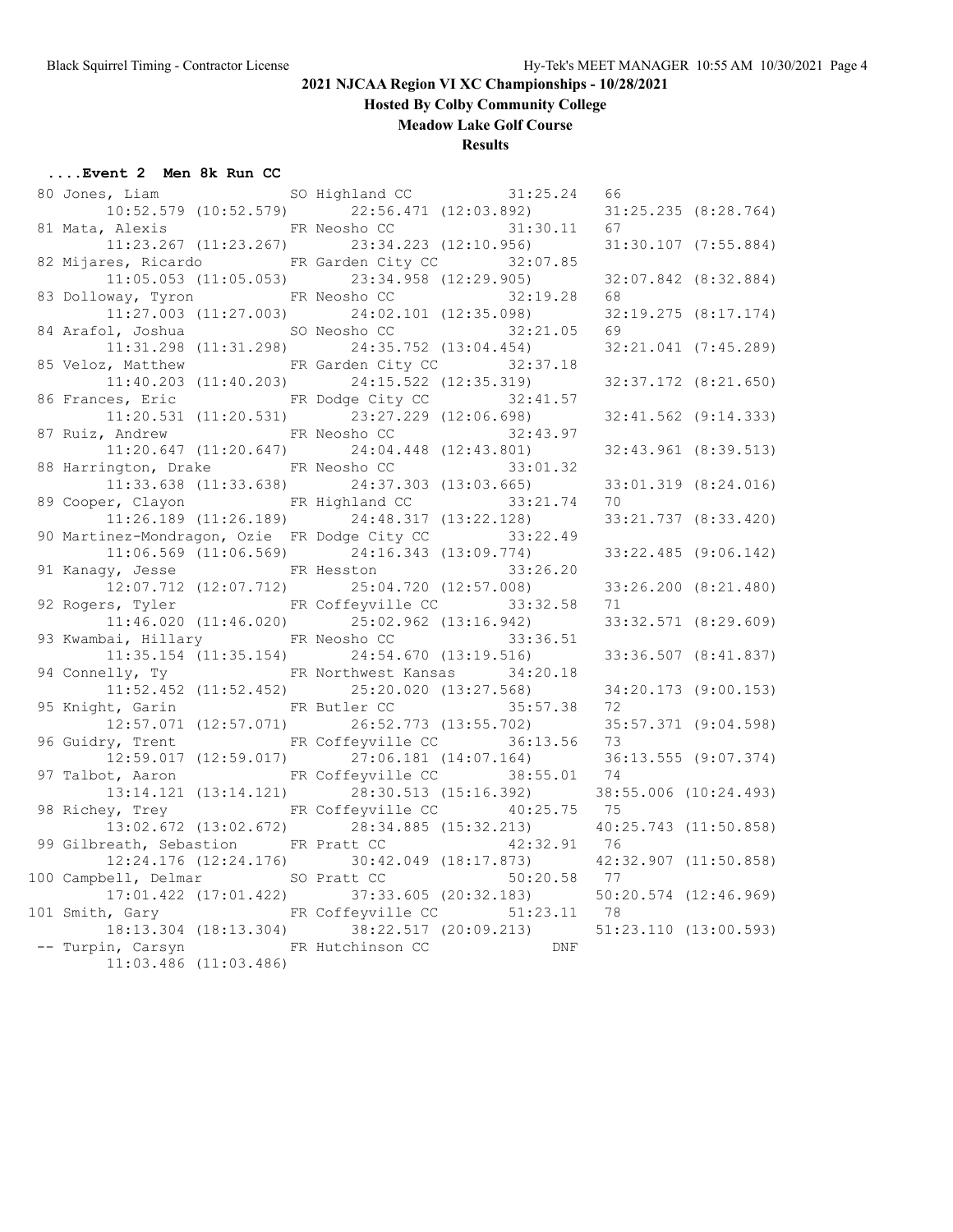# 2021 NJCAA Region VI XC Championships - 10/28/2021

**Hosted By Colby Community College**

**Meadow Lake Golf Course**

**Results**

### ....Event 2 Men 8k Run CC

| Place | Name | Yr | School | Time | Points | Split 1 | Split 2 | Split 3 |
|---|---|---|---|---|---|---|---|---|
| 80 | Jones, Liam | SO | Highland CC | 31:25.24 | 66 | 10:52.579 (10:52.579) | 22:56.471 (12:03.892) | 31:25.235 (8:28.764) |
| 81 | Mata, Alexis | FR | Neosho CC | 31:30.11 | 67 | 11:23.267 (11:23.267) | 23:34.223 (12:10.956) | 31:30.107 (7:55.884) |
| 82 | Mijares, Ricardo | FR | Garden City CC | 32:07.85 | | 11:05.053 (11:05.053) | 23:34.958 (12:29.905) | 32:07.842 (8:32.884) |
| 83 | Dolloway, Tyron | FR | Neosho CC | 32:19.28 | 68 | 11:27.003 (11:27.003) | 24:02.101 (12:35.098) | 32:19.275 (8:17.174) |
| 84 | Arafol, Joshua | SO | Neosho CC | 32:21.05 | 69 | 11:31.298 (11:31.298) | 24:35.752 (13:04.454) | 32:21.041 (7:45.289) |
| 85 | Veloz, Matthew | FR | Garden City CC | 32:37.18 | | 11:40.203 (11:40.203) | 24:15.522 (12:35.319) | 32:37.172 (8:21.650) |
| 86 | Frances, Eric | FR | Dodge City CC | 32:41.57 | | 11:20.531 (11:20.531) | 23:27.229 (12:06.698) | 32:41.562 (9:14.333) |
| 87 | Ruiz, Andrew | FR | Neosho CC | 32:43.97 | | 11:20.647 (11:20.647) | 24:04.448 (12:43.801) | 32:43.961 (8:39.513) |
| 88 | Harrington, Drake | FR | Neosho CC | 33:01.32 | | 11:33.638 (11:33.638) | 24:37.303 (13:03.665) | 33:01.319 (8:24.016) |
| 89 | Cooper, Clayon | FR | Highland CC | 33:21.74 | 70 | 11:26.189 (11:26.189) | 24:48.317 (13:22.128) | 33:21.737 (8:33.420) |
| 90 | Martinez-Mondragon, Ozie | FR | Dodge City CC | 33:22.49 | | 11:06.569 (11:06.569) | 24:16.343 (13:09.774) | 33:22.485 (9:06.142) |
| 91 | Kanagy, Jesse | FR | Hesston | 33:26.20 | | 12:07.712 (12:07.712) | 25:04.720 (12:57.008) | 33:26.200 (8:21.480) |
| 92 | Rogers, Tyler | FR | Coffeyville CC | 33:32.58 | 71 | 11:46.020 (11:46.020) | 25:02.962 (13:16.942) | 33:32.571 (8:29.609) |
| 93 | Kwambai, Hillary | FR | Neosho CC | 33:36.51 | | 11:35.154 (11:35.154) | 24:54.670 (13:19.516) | 33:36.507 (8:41.837) |
| 94 | Connelly, Ty | FR | Northwest Kansas | 34:20.18 | | 11:52.452 (11:52.452) | 25:20.020 (13:27.568) | 34:20.173 (9:00.153) |
| 95 | Knight, Garin | FR | Butler CC | 35:57.38 | 72 | 12:57.071 (12:57.071) | 26:52.773 (13:55.702) | 35:57.371 (9:04.598) |
| 96 | Guidry, Trent | FR | Coffeyville CC | 36:13.56 | 73 | 12:59.017 (12:59.017) | 27:06.181 (14:07.164) | 36:13.555 (9:07.374) |
| 97 | Talbot, Aaron | FR | Coffeyville CC | 38:55.01 | 74 | 13:14.121 (13:14.121) | 28:30.513 (15:16.392) | 38:55.006 (10:24.493) |
| 98 | Richey, Trey | FR | Coffeyville CC | 40:25.75 | 75 | 13:02.672 (13:02.672) | 28:34.885 (15:32.213) | 40:25.743 (11:50.858) |
| 99 | Gilbreath, Sebastion | FR | Pratt CC | 42:32.91 | 76 | 12:24.176 (12:24.176) | 30:42.049 (18:17.873) | 42:32.907 (11:50.858) |
| 100 | Campbell, Delmar | SO | Pratt CC | 50:20.58 | 77 | 17:01.422 (17:01.422) | 37:33.605 (20:32.183) | 50:20.574 (12:46.969) |
| 101 | Smith, Gary | FR | Coffeyville CC | 51:23.11 | 78 | 18:13.304 (18:13.304) | 38:22.517 (20:09.213) | 51:23.110 (13:00.593) |
| -- | Turpin, Carsyn | FR | Hutchinson CC | DNF | | 11:03.486 (11:03.486) | | |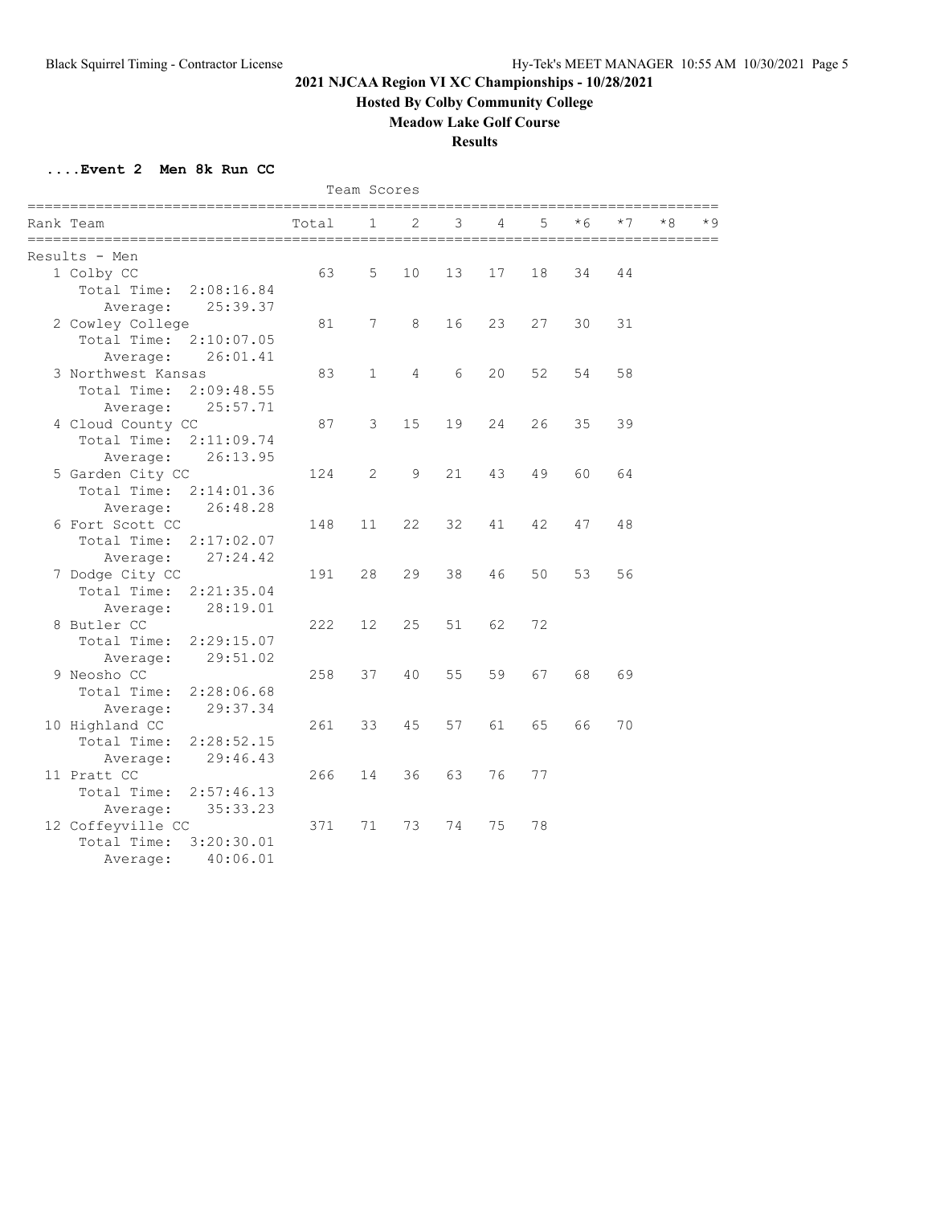## 2021 NJCAA Region VI XC Championships - 10/28/2021

**Hosted By Colby Community College**

**Meadow Lake Golf Course**

**Results**

**....Event 2 Men 8k Run CC**

Team Scores

| Rank | Team | Total | 1 | 2 | 3 | 4 | 5 | *6 | *7 | *8 | *9 |
|---|---|---|---|---|---|---|---|---|---|---|---|
| | **Results - Men** | | | | | | | | | | |
| 1 | Colby CC | 63 | 5 | 10 | 13 | 17 | 18 | 34 | 44 | | |
| | Total Time: 2:08:16.84 | | | | | | | | | | |
| | Average: 25:39.37 | | | | | | | | | | |
| 2 | Cowley College | 81 | 7 | 8 | 16 | 23 | 27 | 30 | 31 | | |
| | Total Time: 2:10:07.05 | | | | | | | | | | |
| | Average: 26:01.41 | | | | | | | | | | |
| 3 | Northwest Kansas | 83 | 1 | 4 | 6 | 20 | 52 | 54 | 58 | | |
| | Total Time: 2:09:48.55 | | | | | | | | | | |
| | Average: 25:57.71 | | | | | | | | | | |
| 4 | Cloud County CC | 87 | 3 | 15 | 19 | 24 | 26 | 35 | 39 | | |
| | Total Time: 2:11:09.74 | | | | | | | | | | |
| | Average: 26:13.95 | | | | | | | | | | |
| 5 | Garden City CC | 124 | 2 | 9 | 21 | 43 | 49 | 60 | 64 | | |
| | Total Time: 2:14:01.36 | | | | | | | | | | |
| | Average: 26:48.28 | | | | | | | | | | |
| 6 | Fort Scott CC | 148 | 11 | 22 | 32 | 41 | 42 | 47 | 48 | | |
| | Total Time: 2:17:02.07 | | | | | | | | | | |
| | Average: 27:24.42 | | | | | | | | | | |
| 7 | Dodge City CC | 191 | 28 | 29 | 38 | 46 | 50 | 53 | 56 | | |
| | Total Time: 2:21:35.04 | | | | | | | | | | |
| | Average: 28:19.01 | | | | | | | | | | |
| 8 | Butler CC | 222 | 12 | 25 | 51 | 62 | 72 | | | | |
| | Total Time: 2:29:15.07 | | | | | | | | | | |
| | Average: 29:51.02 | | | | | | | | | | |
| 9 | Neosho CC | 258 | 37 | 40 | 55 | 59 | 67 | 68 | 69 | | |
| | Total Time: 2:28:06.68 | | | | | | | | | | |
| | Average: 29:37.34 | | | | | | | | | | |
| 10 | Highland CC | 261 | 33 | 45 | 57 | 61 | 65 | 66 | 70 | | |
| | Total Time: 2:28:52.15 | | | | | | | | | | |
| | Average: 29:46.43 | | | | | | | | | | |
| 11 | Pratt CC | 266 | 14 | 36 | 63 | 76 | 77 | | | | |
| | Total Time: 2:57:46.13 | | | | | | | | | | |
| | Average: 35:33.23 | | | | | | | | | | |
| 12 | Coffeyville CC | 371 | 71 | 73 | 74 | 75 | 78 | | | | |
| | Total Time: 3:20:30.01 | | | | | | | | | | |
| | Average: 40:06.01 | | | | | | | | | | |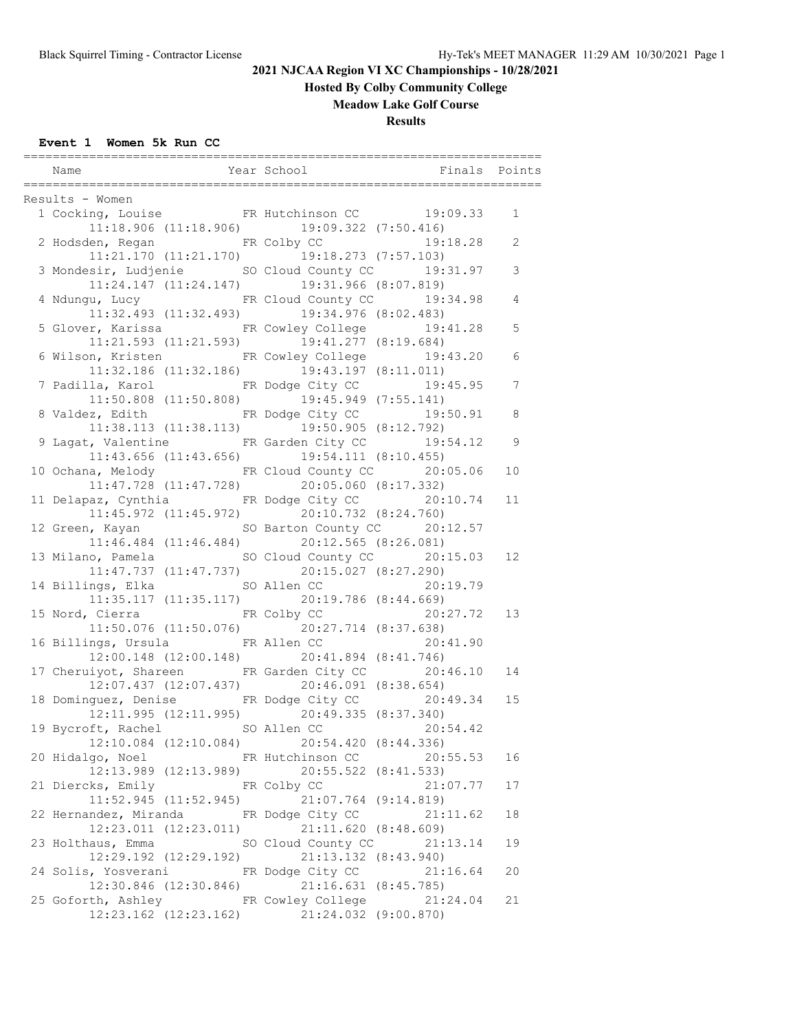# 2021 NJCAA Region VI XC Championships - 10/28/2021

## Hosted By Colby Community College

## Meadow Lake Golf Course

## Results

### Event 1 Women 5k Run CC

Results - Women

| Place | Name | Year | School | Finals | Points |
|---|---|---|---|---|---|
| 1 | Cocking, Louise | FR | Hutchinson CC | 19:09.33 | 1 |
| | 11:18.906 (11:18.906) 19:09.322 (7:50.416) | | | | |
| 2 | Hodsden, Regan | FR | Colby CC | 19:18.28 | 2 |
| | 11:21.170 (11:21.170) 19:18.273 (7:57.103) | | | | |
| 3 | Mondesir, Ludjenie | SO | Cloud County CC | 19:31.97 | 3 |
| | 11:24.147 (11:24.147) 19:31.966 (8:07.819) | | | | |
| 4 | Ndungu, Lucy | FR | Cloud County CC | 19:34.98 | 4 |
| | 11:32.493 (11:32.493) 19:34.976 (8:02.483) | | | | |
| 5 | Glover, Karissa | FR | Cowley College | 19:41.28 | 5 |
| | 11:21.593 (11:21.593) 19:41.277 (8:19.684) | | | | |
| 6 | Wilson, Kristen | FR | Cowley College | 19:43.20 | 6 |
| | 11:32.186 (11:32.186) 19:43.197 (8:11.011) | | | | |
| 7 | Padilla, Karol | FR | Dodge City CC | 19:45.95 | 7 |
| | 11:50.808 (11:50.808) 19:45.949 (7:55.141) | | | | |
| 8 | Valdez, Edith | FR | Dodge City CC | 19:50.91 | 8 |
| | 11:38.113 (11:38.113) 19:50.905 (8:12.792) | | | | |
| 9 | Lagat, Valentine | FR | Garden City CC | 19:54.12 | 9 |
| | 11:43.656 (11:43.656) 19:54.111 (8:10.455) | | | | |
| 10 | Ochana, Melody | FR | Cloud County CC | 20:05.06 | 10 |
| | 11:47.728 (11:47.728) 20:05.060 (8:17.332) | | | | |
| 11 | Delapaz, Cynthia | FR | Dodge City CC | 20:10.74 | 11 |
| | 11:45.972 (11:45.972) 20:10.732 (8:24.760) | | | | |
| 12 | Green, Kayan | SO | Barton County CC | 20:12.57 | |
| | 11:46.484 (11:46.484) 20:12.565 (8:26.081) | | | | |
| 13 | Milano, Pamela | SO | Cloud County CC | 20:15.03 | 12 |
| | 11:47.737 (11:47.737) 20:15.027 (8:27.290) | | | | |
| 14 | Billings, Elka | SO | Allen CC | 20:19.79 | |
| | 11:35.117 (11:35.117) 20:19.786 (8:44.669) | | | | |
| 15 | Nord, Cierra | FR | Colby CC | 20:27.72 | 13 |
| | 11:50.076 (11:50.076) 20:27.714 (8:37.638) | | | | |
| 16 | Billings, Ursula | FR | Allen CC | 20:41.90 | |
| | 12:00.148 (12:00.148) 20:41.894 (8:41.746) | | | | |
| 17 | Cheruiyot, Shareen | FR | Garden City CC | 20:46.10 | 14 |
| | 12:07.437 (12:07.437) 20:46.091 (8:38.654) | | | | |
| 18 | Dominguez, Denise | FR | Dodge City CC | 20:49.34 | 15 |
| | 12:11.995 (12:11.995) 20:49.335 (8:37.340) | | | | |
| 19 | Bycroft, Rachel | SO | Allen CC | 20:54.42 | |
| | 12:10.084 (12:10.084) 20:54.420 (8:44.336) | | | | |
| 20 | Hidalgo, Noel | FR | Hutchinson CC | 20:55.53 | 16 |
| | 12:13.989 (12:13.989) 20:55.522 (8:41.533) | | | | |
| 21 | Diercks, Emily | FR | Colby CC | 21:07.77 | 17 |
| | 11:52.945 (11:52.945) 21:07.764 (9:14.819) | | | | |
| 22 | Hernandez, Miranda | FR | Dodge City CC | 21:11.62 | 18 |
| | 12:23.011 (12:23.011) 21:11.620 (8:48.609) | | | | |
| 23 | Holthaus, Emma | SO | Cloud County CC | 21:13.14 | 19 |
| | 12:29.192 (12:29.192) 21:13.132 (8:43.940) | | | | |
| 24 | Solis, Yosverani | FR | Dodge City CC | 21:16.64 | 20 |
| | 12:30.846 (12:30.846) 21:16.631 (8:45.785) | | | | |
| 25 | Goforth, Ashley | FR | Cowley College | 21:24.04 | 21 |
| | 12:23.162 (12:23.162) 21:24.032 (9:00.870) | | | | |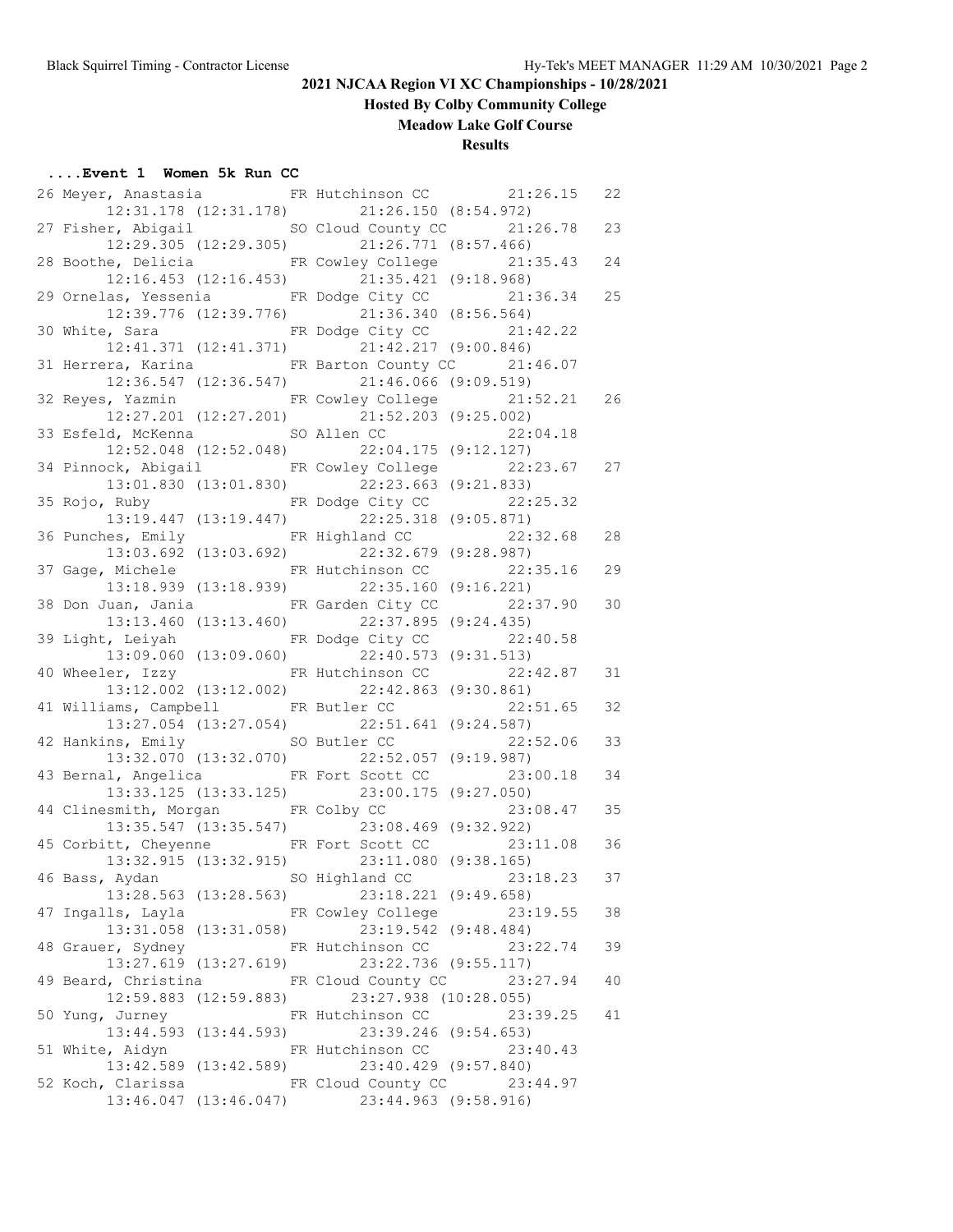# 2021 NJCAA Region VI XC Championships - 10/28/2021

**Hosted By Colby Community College**

**Meadow Lake Golf Course**

**Results**

### ....Event 1 Women 5k Run CC

```
26 Meyer, Anastasia          FR Hutchinson CC          21:26.15   22
       12:31.178 (12:31.178)        21:26.150 (8:54.972)
27 Fisher, Abigail           SO Cloud County CC        21:26.78   23
       12:29.305 (12:29.305)        21:26.771 (8:57.466)
28 Boothe, Delicia           FR Cowley College         21:35.43   24
       12:16.453 (12:16.453)        21:35.421 (9:18.968)
29 Ornelas, Yessenia         FR Dodge City CC          21:36.34   25
       12:39.776 (12:39.776)        21:36.340 (8:56.564)
30 White, Sara               FR Dodge City CC          21:42.22
       12:41.371 (12:41.371)        21:42.217 (9:00.846)
31 Herrera, Karina           FR Barton County CC       21:46.07
       12:36.547 (12:36.547)        21:46.066 (9:09.519)
32 Reyes, Yazmin             FR Cowley College         21:52.21   26
       12:27.201 (12:27.201)        21:52.203 (9:25.002)
33 Esfeld, McKenna           SO Allen CC               22:04.18
       12:52.048 (12:52.048)        22:04.175 (9:12.127)
34 Pinnock, Abigail          FR Cowley College         22:23.67   27
       13:01.830 (13:01.830)        22:23.663 (9:21.833)
35 Rojo, Ruby                FR Dodge City CC          22:25.32
       13:19.447 (13:19.447)        22:25.318 (9:05.871)
36 Punches, Emily            FR Highland CC            22:32.68   28
       13:03.692 (13:03.692)        22:32.679 (9:28.987)
37 Gage, Michele             FR Hutchinson CC          22:35.16   29
       13:18.939 (13:18.939)        22:35.160 (9:16.221)
38 Don Juan, Jania           FR Garden City CC         22:37.90   30
       13:13.460 (13:13.460)        22:37.895 (9:24.435)
39 Light, Leiyah             FR Dodge City CC          22:40.58
       13:09.060 (13:09.060)        22:40.573 (9:31.513)
40 Wheeler, Izzy             FR Hutchinson CC          22:42.87   31
       13:12.002 (13:12.002)        22:42.863 (9:30.861)
41 Williams, Campbell        FR Butler CC              22:51.65   32
       13:27.054 (13:27.054)        22:51.641 (9:24.587)
42 Hankins, Emily            SO Butler CC              22:52.06   33
       13:32.070 (13:32.070)        22:52.057 (9:19.987)
43 Bernal, Angelica          FR Fort Scott CC          23:00.18   34
       13:33.125 (13:33.125)        23:00.175 (9:27.050)
44 Clinesmith, Morgan        FR Colby CC               23:08.47   35
       13:35.547 (13:35.547)        23:08.469 (9:32.922)
45 Corbitt, Cheyenne         FR Fort Scott CC          23:11.08   36
       13:32.915 (13:32.915)        23:11.080 (9:38.165)
46 Bass, Aydan               SO Highland CC            23:18.23   37
       13:28.563 (13:28.563)        23:18.221 (9:49.658)
47 Ingalls, Layla            FR Cowley College         23:19.55   38
       13:31.058 (13:31.058)        23:19.542 (9:48.484)
48 Grauer, Sydney            FR Hutchinson CC          23:22.74   39
       13:27.619 (13:27.619)        23:22.736 (9:55.117)
49 Beard, Christina          FR Cloud County CC        23:27.94   40
       12:59.883 (12:59.883)        23:27.938 (10:28.055)
50 Yung, Jurney              FR Hutchinson CC          23:39.25   41
       13:44.593 (13:44.593)        23:39.246 (9:54.653)
51 White, Aidyn              FR Hutchinson CC          23:40.43
       13:42.589 (13:42.589)        23:40.429 (9:57.840)
52 Koch, Clarissa            FR Cloud County CC        23:44.97
       13:46.047 (13:46.047)        23:44.963 (9:58.916)
```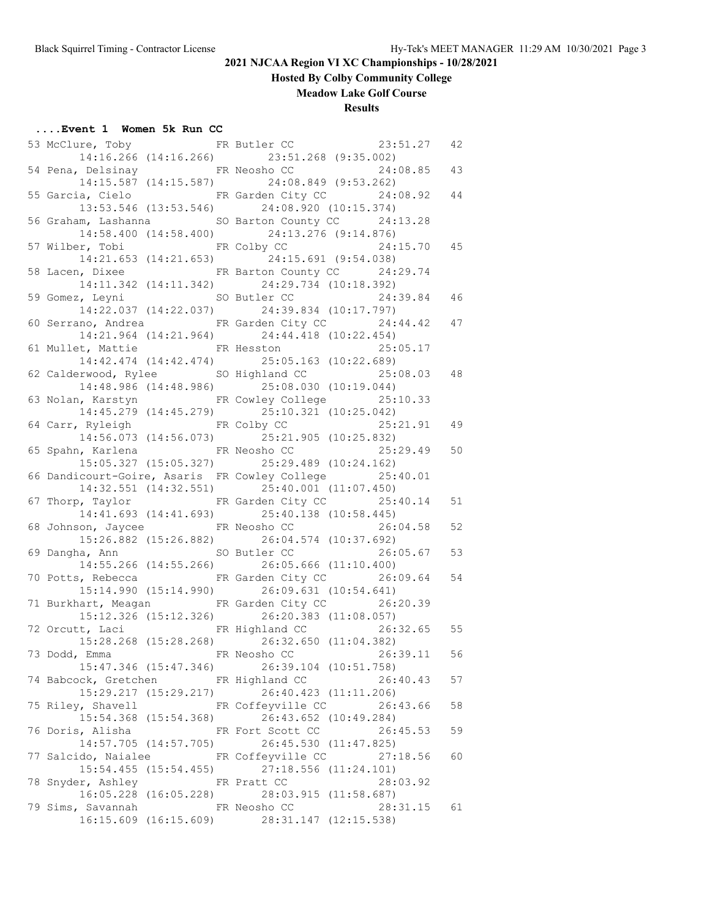# 2021 NJCAA Region VI XC Championships - 10/28/2021

**Hosted By Colby Community College**

**Meadow Lake Golf Course**

**Results**

**....Event 1 Women 5k Run CC**

```
 53 McClure, Toby              FR Butler CC              23:51.27   42
       14:16.266 (14:16.266)       23:51.268 (9:35.002)
 54 Pena, Delsinay             FR Neosho CC              24:08.85   43
       14:15.587 (14:15.587)       24:08.849 (9:53.262)
 55 Garcia, Cielo              FR Garden City CC         24:08.92   44
       13:53.546 (13:53.546)       24:08.920 (10:15.374)
 56 Graham, Lashanna           SO Barton County CC       24:13.28
       14:58.400 (14:58.400)       24:13.276 (9:14.876)
 57 Wilber, Tobi               FR Colby CC               24:15.70   45
       14:21.653 (14:21.653)       24:15.691 (9:54.038)
 58 Lacen, Dixee               FR Barton County CC       24:29.74
       14:11.342 (14:11.342)       24:29.734 (10:18.392)
 59 Gomez, Leyni               SO Butler CC              24:39.84   46
       14:22.037 (14:22.037)       24:39.834 (10:17.797)
 60 Serrano, Andrea            FR Garden City CC         24:44.42   47
       14:21.964 (14:21.964)       24:44.418 (10:22.454)
 61 Mullet, Mattie             FR Hesston                25:05.17
       14:42.474 (14:42.474)       25:05.163 (10:22.689)
 62 Calderwood, Rylee          SO Highland CC            25:08.03   48
       14:48.986 (14:48.986)       25:08.030 (10:19.044)
 63 Nolan, Karstyn             FR Cowley College         25:10.33
       14:45.279 (14:45.279)       25:10.321 (10:25.042)
 64 Carr, Ryleigh              FR Colby CC               25:21.91   49
       14:56.073 (14:56.073)       25:21.905 (10:25.832)
 65 Spahn, Karlena             FR Neosho CC              25:29.49   50
       15:05.327 (15:05.327)       25:29.489 (10:24.162)
 66 Dandicourt-Goire, Asaris   FR Cowley College         25:40.01
       14:32.551 (14:32.551)       25:40.001 (11:07.450)
 67 Thorp, Taylor              FR Garden City CC         25:40.14   51
       14:41.693 (14:41.693)       25:40.138 (10:58.445)
 68 Johnson, Jaycee            FR Neosho CC              26:04.58   52
       15:26.882 (15:26.882)       26:04.574 (10:37.692)
 69 Dangha, Ann                SO Butler CC              26:05.67   53
       14:55.266 (14:55.266)       26:05.666 (11:10.400)
 70 Potts, Rebecca             FR Garden City CC         26:09.64   54
       15:14.990 (15:14.990)       26:09.631 (10:54.641)
 71 Burkhart, Meagan           FR Garden City CC         26:20.39
       15:12.326 (15:12.326)       26:20.383 (11:08.057)
 72 Orcutt, Laci               FR Highland CC            26:32.65   55
       15:28.268 (15:28.268)       26:32.650 (11:04.382)
 73 Dodd, Emma                 FR Neosho CC              26:39.11   56
       15:47.346 (15:47.346)       26:39.104 (10:51.758)
 74 Babcock, Gretchen          FR Highland CC            26:40.43   57
       15:29.217 (15:29.217)       26:40.423 (11:11.206)
 75 Riley, Shavell             FR Coffeyville CC         26:43.66   58
       15:54.368 (15:54.368)       26:43.652 (10:49.284)
 76 Doris, Alisha              FR Fort Scott CC          26:45.53   59
       14:57.705 (14:57.705)       26:45.530 (11:47.825)
 77 Salcido, Naialee           FR Coffeyville CC         27:18.56   60
       15:54.455 (15:54.455)       27:18.556 (11:24.101)
 78 Snyder, Ashley             FR Pratt CC               28:03.92
       16:05.228 (16:05.228)       28:03.915 (11:58.687)
 79 Sims, Savannah             FR Neosho CC              28:31.15   61
       16:15.609 (16:15.609)       28:31.147 (12:15.538)
```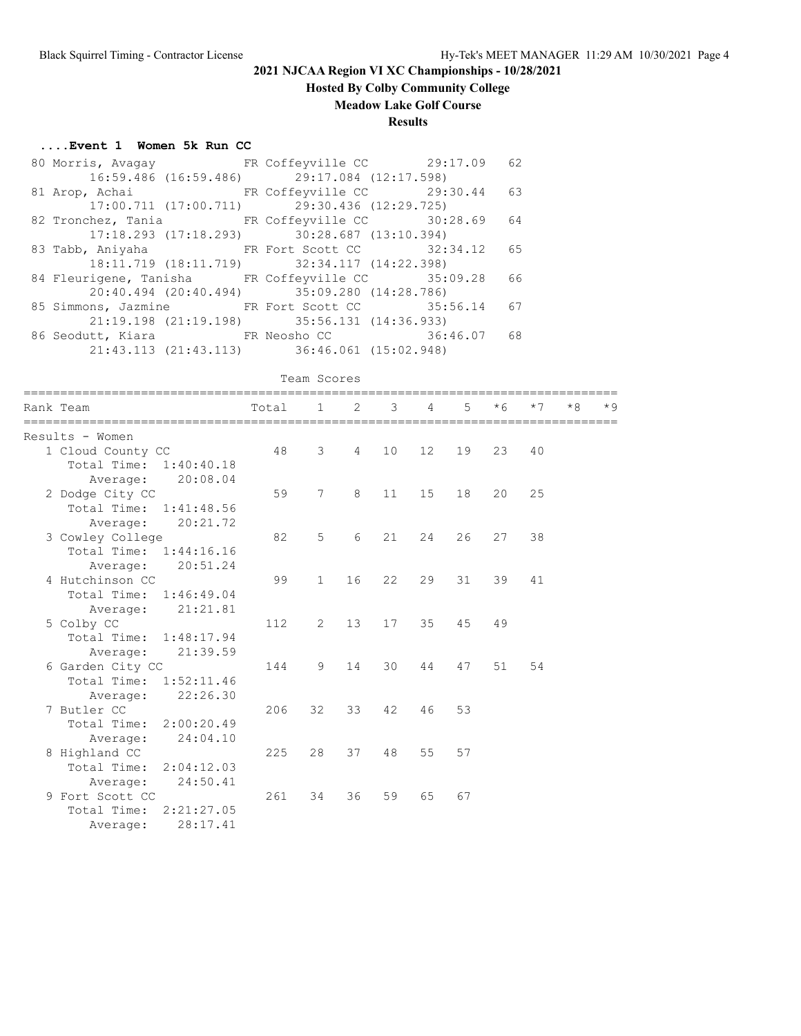## 2021 NJCAA Region VI XC Championships - 10/28/2021

**Hosted By Colby Community College**

**Meadow Lake Golf Course**

**Results**

### ....Event 1 Women 5k Run CC

```
 80 Morris, Avagay           FR Coffeyville CC       29:17.09   62
        16:59.486 (16:59.486)       29:17.084 (12:17.598)
 81 Arop, Achai              FR Coffeyville CC       29:30.44   63
        17:00.711 (17:00.711)       29:30.436 (12:29.725)
 82 Tronchez, Tania          FR Coffeyville CC       30:28.69   64
        17:18.293 (17:18.293)       30:28.687 (13:10.394)
 83 Tabb, Aniyaha            FR Fort Scott CC        32:34.12   65
        18:11.719 (18:11.719)       32:34.117 (14:22.398)
 84 Fleurigene, Tanisha      FR Coffeyville CC       35:09.28   66
        20:40.494 (20:40.494)       35:09.280 (14:28.786)
 85 Simmons, Jazmine         FR Fort Scott CC        35:56.14   67
        21:19.198 (21:19.198)       35:56.131 (14:36.933)
 86 Seodutt, Kiara           FR Neosho CC            36:46.07   68
        21:43.113 (21:43.113)       36:46.061 (15:02.948)
```

Team Scores

| Rank Team | Total | 1 | 2 | 3 | 4 | 5 | *6 | *7 | *8 | *9 |
|---|---|---|---|---|---|---|---|---|---|---|
| Results - Women | | | | | | | | | | |
| 1 Cloud County CC | 48 | 3 | 4 | 10 | 12 | 19 | 23 | 40 | | |
| Total Time: 1:40:40.18 | | | | | | | | | | |
| Average: 20:08.04 | | | | | | | | | | |
| 2 Dodge City CC | 59 | 7 | 8 | 11 | 15 | 18 | 20 | 25 | | |
| Total Time: 1:41:48.56 | | | | | | | | | | |
| Average: 20:21.72 | | | | | | | | | | |
| 3 Cowley College | 82 | 5 | 6 | 21 | 24 | 26 | 27 | 38 | | |
| Total Time: 1:44:16.16 | | | | | | | | | | |
| Average: 20:51.24 | | | | | | | | | | |
| 4 Hutchinson CC | 99 | 1 | 16 | 22 | 29 | 31 | 39 | 41 | | |
| Total Time: 1:46:49.04 | | | | | | | | | | |
| Average: 21:21.81 | | | | | | | | | | |
| 5 Colby CC | 112 | 2 | 13 | 17 | 35 | 45 | 49 | | | |
| Total Time: 1:48:17.94 | | | | | | | | | | |
| Average: 21:39.59 | | | | | | | | | | |
| 6 Garden City CC | 144 | 9 | 14 | 30 | 44 | 47 | 51 | 54 | | |
| Total Time: 1:52:11.46 | | | | | | | | | | |
| Average: 22:26.30 | | | | | | | | | | |
| 7 Butler CC | 206 | 32 | 33 | 42 | 46 | 53 | | | | |
| Total Time: 2:00:20.49 | | | | | | | | | | |
| Average: 24:04.10 | | | | | | | | | | |
| 8 Highland CC | 225 | 28 | 37 | 48 | 55 | 57 | | | | |
| Total Time: 2:04:12.03 | | | | | | | | | | |
| Average: 24:50.41 | | | | | | | | | | |
| 9 Fort Scott CC | 261 | 34 | 36 | 59 | 65 | 67 | | | | |
| Total Time: 2:21:27.05 | | | | | | | | | | |
| Average: 28:17.41 | | | | | | | | | | |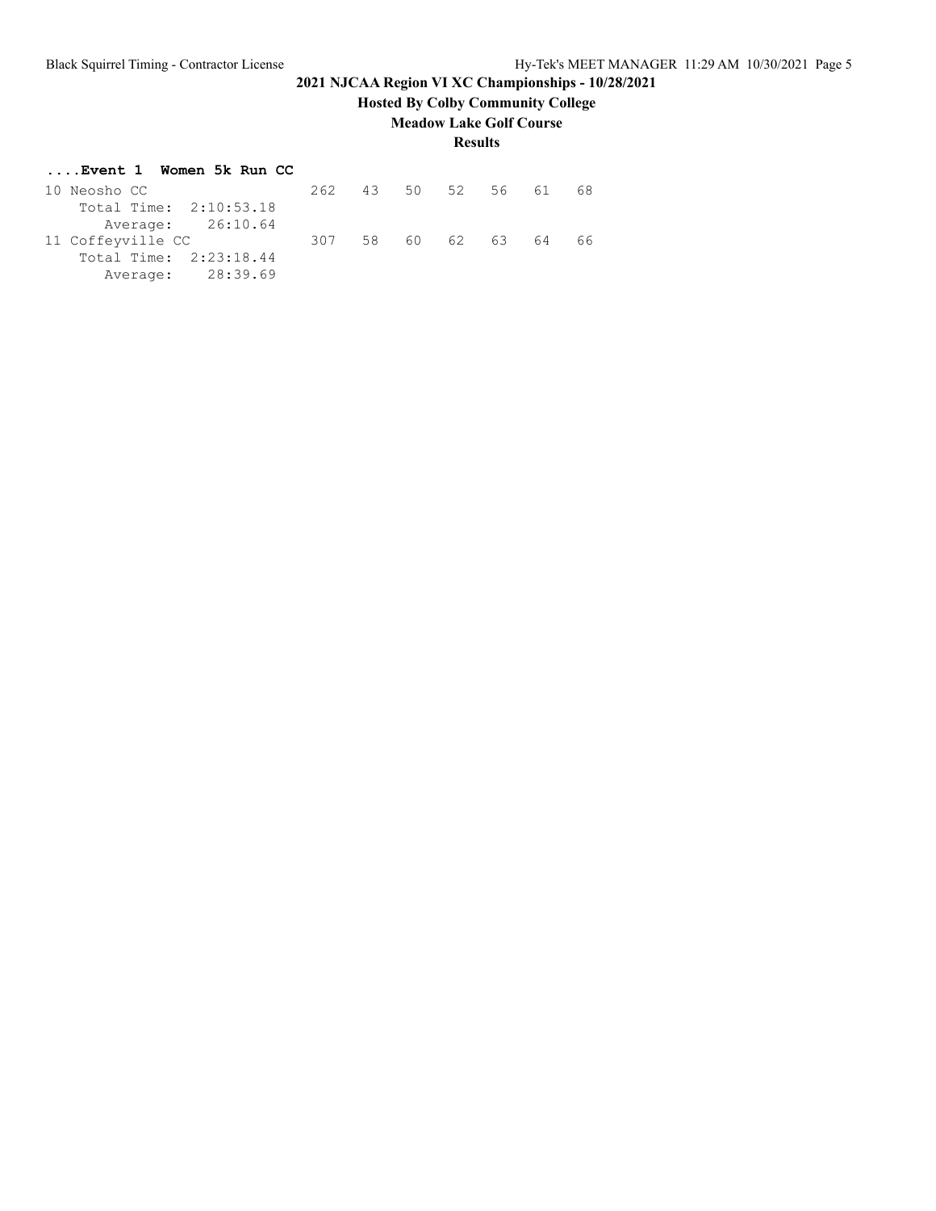# 2021 NJCAA Region VI XC Championships - 10/28/2021

**Hosted By Colby Community College**

**Meadow Lake Golf Course**

**Results**

**....Event 1 Women 5k Run CC**

```
10 Neosho CC                 262   43   50   52   56   61   68
    Total Time:  2:10:53.18
       Average:    26:10.64
11 Coffeyville CC            307   58   60   62   63   64   66
    Total Time:  2:23:18.44
       Average:    28:39.69
```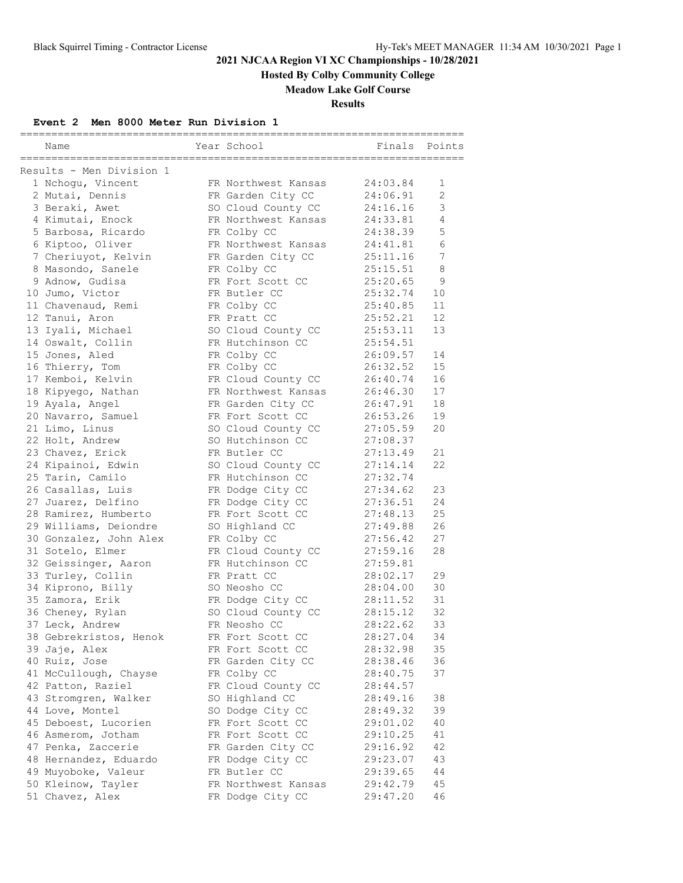# 2021 NJCAA Region VI XC Championships - 10/28/2021

## Hosted By Colby Community College

## Meadow Lake Golf Course

## Results

### Event 2 Men 8000 Meter Run Division 1

Results - Men Division 1

| Place | Name | Year | School | Finals | Points |
|---|---|---|---|---|---|
| 1 | Nchogu, Vincent | FR | Northwest Kansas | 24:03.84 | 1 |
| 2 | Mutai, Dennis | FR | Garden City CC | 24:06.91 | 2 |
| 3 | Beraki, Awet | SO | Cloud County CC | 24:16.16 | 3 |
| 4 | Kimutai, Enock | FR | Northwest Kansas | 24:33.81 | 4 |
| 5 | Barbosa, Ricardo | FR | Colby CC | 24:38.39 | 5 |
| 6 | Kiptoo, Oliver | FR | Northwest Kansas | 24:41.81 | 6 |
| 7 | Cheriuyot, Kelvin | FR | Garden City CC | 25:11.16 | 7 |
| 8 | Masondo, Sanele | FR | Colby CC | 25:15.51 | 8 |
| 9 | Adnow, Gudisa | FR | Fort Scott CC | 25:20.65 | 9 |
| 10 | Jumo, Victor | FR | Butler CC | 25:32.74 | 10 |
| 11 | Chavenaud, Remi | FR | Colby CC | 25:40.85 | 11 |
| 12 | Tanui, Aron | FR | Pratt CC | 25:52.21 | 12 |
| 13 | Iyali, Michael | SO | Cloud County CC | 25:53.11 | 13 |
| 14 | Oswalt, Collin | FR | Hutchinson CC | 25:54.51 | |
| 15 | Jones, Aled | FR | Colby CC | 26:09.57 | 14 |
| 16 | Thierry, Tom | FR | Colby CC | 26:32.52 | 15 |
| 17 | Kemboi, Kelvin | FR | Cloud County CC | 26:40.74 | 16 |
| 18 | Kipyego, Nathan | FR | Northwest Kansas | 26:46.30 | 17 |
| 19 | Ayala, Angel | FR | Garden City CC | 26:47.91 | 18 |
| 20 | Navarro, Samuel | FR | Fort Scott CC | 26:53.26 | 19 |
| 21 | Limo, Linus | SO | Cloud County CC | 27:05.59 | 20 |
| 22 | Holt, Andrew | SO | Hutchinson CC | 27:08.37 | |
| 23 | Chavez, Erick | FR | Butler CC | 27:13.49 | 21 |
| 24 | Kipainoi, Edwin | SO | Cloud County CC | 27:14.14 | 22 |
| 25 | Tarin, Camilo | FR | Hutchinson CC | 27:32.74 | |
| 26 | Casallas, Luis | FR | Dodge City CC | 27:34.62 | 23 |
| 27 | Juarez, Delfino | FR | Dodge City CC | 27:36.51 | 24 |
| 28 | Ramirez, Humberto | FR | Fort Scott CC | 27:48.13 | 25 |
| 29 | Williams, Deiondre | SO | Highland CC | 27:49.88 | 26 |
| 30 | Gonzalez, John Alex | FR | Colby CC | 27:56.42 | 27 |
| 31 | Sotelo, Elmer | FR | Cloud County CC | 27:59.16 | 28 |
| 32 | Geissinger, Aaron | FR | Hutchinson CC | 27:59.81 | |
| 33 | Turley, Collin | FR | Pratt CC | 28:02.17 | 29 |
| 34 | Kiprono, Billy | SO | Neosho CC | 28:04.00 | 30 |
| 35 | Zamora, Erik | FR | Dodge City CC | 28:11.52 | 31 |
| 36 | Cheney, Rylan | SO | Cloud County CC | 28:15.12 | 32 |
| 37 | Leck, Andrew | FR | Neosho CC | 28:22.62 | 33 |
| 38 | Gebrekristos, Henok | FR | Fort Scott CC | 28:27.04 | 34 |
| 39 | Jaje, Alex | FR | Fort Scott CC | 28:32.98 | 35 |
| 40 | Ruiz, Jose | FR | Garden City CC | 28:38.46 | 36 |
| 41 | McCullough, Chayse | FR | Colby CC | 28:40.75 | 37 |
| 42 | Patton, Raziel | FR | Cloud County CC | 28:44.57 | |
| 43 | Stromgren, Walker | SO | Highland CC | 28:49.16 | 38 |
| 44 | Love, Montel | SO | Dodge City CC | 28:49.32 | 39 |
| 45 | Deboest, Lucorien | FR | Fort Scott CC | 29:01.02 | 40 |
| 46 | Asmerom, Jotham | FR | Fort Scott CC | 29:10.25 | 41 |
| 47 | Penka, Zaccerie | FR | Garden City CC | 29:16.92 | 42 |
| 48 | Hernandez, Eduardo | FR | Dodge City CC | 29:23.07 | 43 |
| 49 | Muyoboke, Valeur | FR | Butler CC | 29:39.65 | 44 |
| 50 | Kleinow, Tayler | FR | Northwest Kansas | 29:42.79 | 45 |
| 51 | Chavez, Alex | FR | Dodge City CC | 29:47.20 | 46 |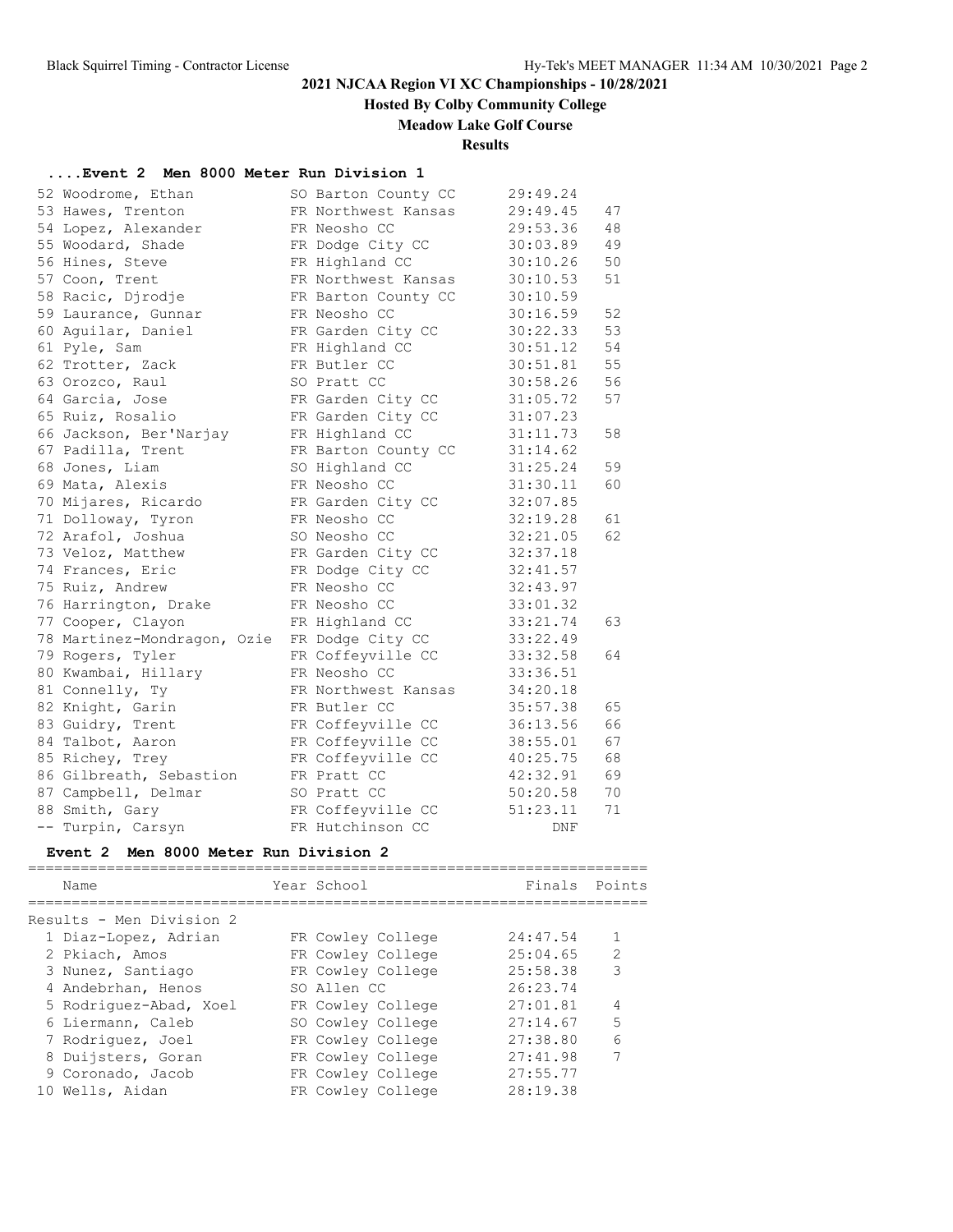# 2021 NJCAA Region VI XC Championships - 10/28/2021

**Hosted By Colby Community College**

**Meadow Lake Golf Course**

**Results**

### ....Event 2 Men 8000 Meter Run Division 1

| Place | Name | Year | School | Finals | Points |
|---|---|---|---|---|---|
| 52 | Woodrome, Ethan | SO | Barton County CC | 29:49.24 | |
| 53 | Hawes, Trenton | FR | Northwest Kansas | 29:49.45 | 47 |
| 54 | Lopez, Alexander | FR | Neosho CC | 29:53.36 | 48 |
| 55 | Woodard, Shade | FR | Dodge City CC | 30:03.89 | 49 |
| 56 | Hines, Steve | FR | Highland CC | 30:10.26 | 50 |
| 57 | Coon, Trent | FR | Northwest Kansas | 30:10.53 | 51 |
| 58 | Racic, Djrodje | FR | Barton County CC | 30:10.59 | |
| 59 | Laurance, Gunnar | FR | Neosho CC | 30:16.59 | 52 |
| 60 | Aguilar, Daniel | FR | Garden City CC | 30:22.33 | 53 |
| 61 | Pyle, Sam | FR | Highland CC | 30:51.12 | 54 |
| 62 | Trotter, Zack | FR | Butler CC | 30:51.81 | 55 |
| 63 | Orozco, Raul | SO | Pratt CC | 30:58.26 | 56 |
| 64 | Garcia, Jose | FR | Garden City CC | 31:05.72 | 57 |
| 65 | Ruiz, Rosalio | FR | Garden City CC | 31:07.23 | |
| 66 | Jackson, Ber'Narjay | FR | Highland CC | 31:11.73 | 58 |
| 67 | Padilla, Trent | FR | Barton County CC | 31:14.62 | |
| 68 | Jones, Liam | SO | Highland CC | 31:25.24 | 59 |
| 69 | Mata, Alexis | FR | Neosho CC | 31:30.11 | 60 |
| 70 | Mijares, Ricardo | FR | Garden City CC | 32:07.85 | |
| 71 | Dolloway, Tyron | FR | Neosho CC | 32:19.28 | 61 |
| 72 | Arafol, Joshua | SO | Neosho CC | 32:21.05 | 62 |
| 73 | Veloz, Matthew | FR | Garden City CC | 32:37.18 | |
| 74 | Frances, Eric | FR | Dodge City CC | 32:41.57 | |
| 75 | Ruiz, Andrew | FR | Neosho CC | 32:43.97 | |
| 76 | Harrington, Drake | FR | Neosho CC | 33:01.32 | |
| 77 | Cooper, Clayon | FR | Highland CC | 33:21.74 | 63 |
| 78 | Martinez-Mondragon, Ozie | FR | Dodge City CC | 33:22.49 | |
| 79 | Rogers, Tyler | FR | Coffeyville CC | 33:32.58 | 64 |
| 80 | Kwambai, Hillary | FR | Neosho CC | 33:36.51 | |
| 81 | Connelly, Ty | FR | Northwest Kansas | 34:20.18 | |
| 82 | Knight, Garin | FR | Butler CC | 35:57.38 | 65 |
| 83 | Guidry, Trent | FR | Coffeyville CC | 36:13.56 | 66 |
| 84 | Talbot, Aaron | FR | Coffeyville CC | 38:55.01 | 67 |
| 85 | Richey, Trey | FR | Coffeyville CC | 40:25.75 | 68 |
| 86 | Gilbreath, Sebastion | FR | Pratt CC | 42:32.91 | 69 |
| 87 | Campbell, Delmar | SO | Pratt CC | 50:20.58 | 70 |
| 88 | Smith, Gary | FR | Coffeyville CC | 51:23.11 | 71 |
| -- | Turpin, Carsyn | FR | Hutchinson CC | DNF | |

### Event 2 Men 8000 Meter Run Division 2

Results - Men Division 2

| Place | Name | Year | School | Finals | Points |
|---|---|---|---|---|---|
| 1 | Diaz-Lopez, Adrian | FR | Cowley College | 24:47.54 | 1 |
| 2 | Pkiach, Amos | FR | Cowley College | 25:04.65 | 2 |
| 3 | Nunez, Santiago | FR | Cowley College | 25:58.38 | 3 |
| 4 | Andebrhan, Henos | SO | Allen CC | 26:23.74 | |
| 5 | Rodriguez-Abad, Xoel | FR | Cowley College | 27:01.81 | 4 |
| 6 | Liermann, Caleb | SO | Cowley College | 27:14.67 | 5 |
| 7 | Rodriguez, Joel | FR | Cowley College | 27:38.80 | 6 |
| 8 | Duijsters, Goran | FR | Cowley College | 27:41.98 | 7 |
| 9 | Coronado, Jacob | FR | Cowley College | 27:55.77 | |
| 10 | Wells, Aidan | FR | Cowley College | 28:19.38 | |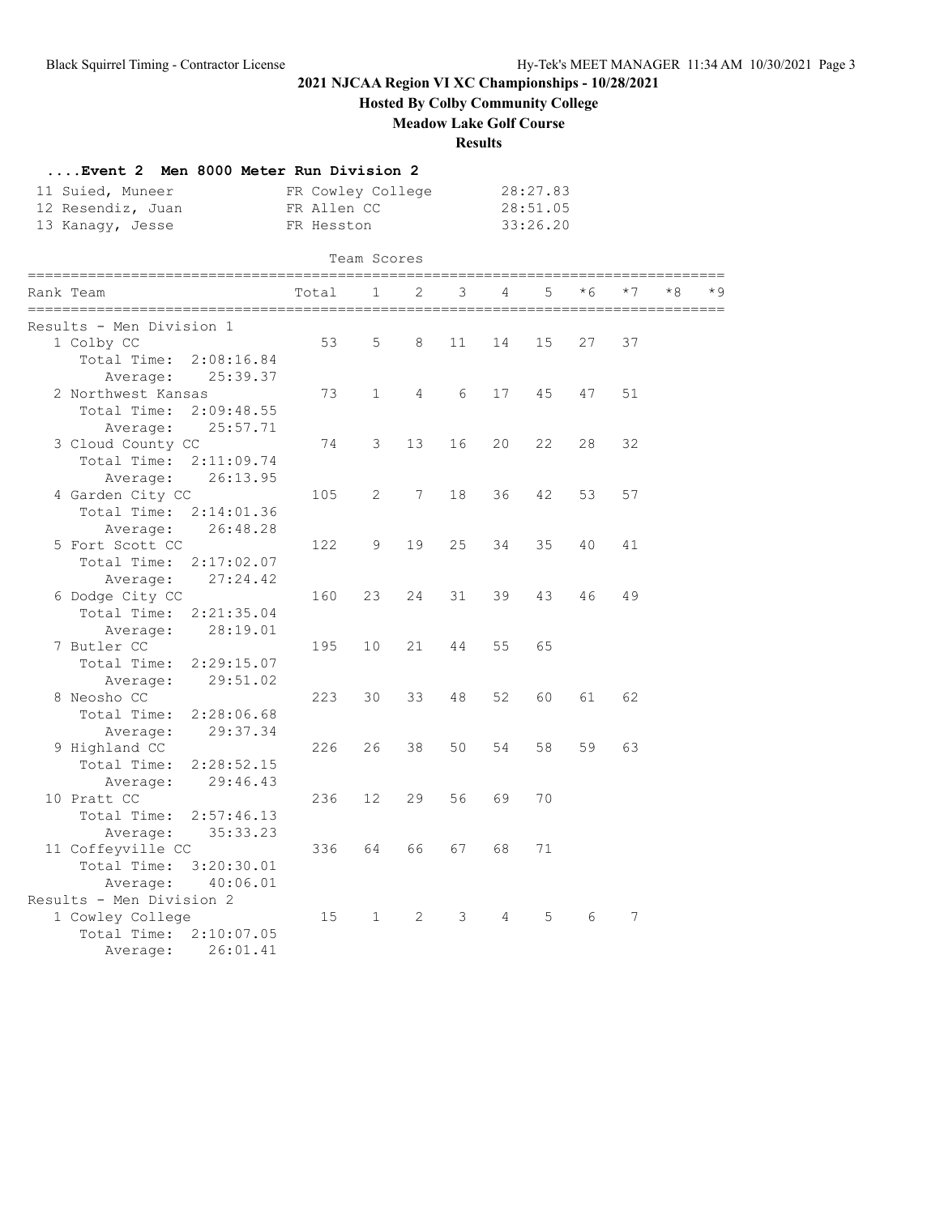## 2021 NJCAA Region VI XC Championships - 10/28/2021

**Hosted By Colby Community College**

**Meadow Lake Golf Course**

**Results**

### ....Event 2 Men 8000 Meter Run Division 2

| | | | |
|---|---|---|---|
| 11 | Suied, Muneer | FR Cowley College | 28:27.83 |
| 12 | Resendiz, Juan | FR Allen CC | 28:51.05 |
| 13 | Kanagy, Jesse | FR Hesston | 33:26.20 |

Team Scores

| Rank Team | Total | 1 | 2 | 3 | 4 | 5 | *6 | *7 | *8 | *9 |
|---|---|---|---|---|---|---|---|---|---|---|
| **Results - Men Division 1** | | | | | | | | | | |
| 1 Colby CC | 53 | 5 | 8 | 11 | 14 | 15 | 27 | 37 | | |
| Total Time: 2:08:16.84 | | | | | | | | | | |
| Average: 25:39.37 | | | | | | | | | | |
| 2 Northwest Kansas | 73 | 1 | 4 | 6 | 17 | 45 | 47 | 51 | | |
| Total Time: 2:09:48.55 | | | | | | | | | | |
| Average: 25:57.71 | | | | | | | | | | |
| 3 Cloud County CC | 74 | 3 | 13 | 16 | 20 | 22 | 28 | 32 | | |
| Total Time: 2:11:09.74 | | | | | | | | | | |
| Average: 26:13.95 | | | | | | | | | | |
| 4 Garden City CC | 105 | 2 | 7 | 18 | 36 | 42 | 53 | 57 | | |
| Total Time: 2:14:01.36 | | | | | | | | | | |
| Average: 26:48.28 | | | | | | | | | | |
| 5 Fort Scott CC | 122 | 9 | 19 | 25 | 34 | 35 | 40 | 41 | | |
| Total Time: 2:17:02.07 | | | | | | | | | | |
| Average: 27:24.42 | | | | | | | | | | |
| 6 Dodge City CC | 160 | 23 | 24 | 31 | 39 | 43 | 46 | 49 | | |
| Total Time: 2:21:35.04 | | | | | | | | | | |
| Average: 28:19.01 | | | | | | | | | | |
| 7 Butler CC | 195 | 10 | 21 | 44 | 55 | 65 | | | | |
| Total Time: 2:29:15.07 | | | | | | | | | | |
| Average: 29:51.02 | | | | | | | | | | |
| 8 Neosho CC | 223 | 30 | 33 | 48 | 52 | 60 | 61 | 62 | | |
| Total Time: 2:28:06.68 | | | | | | | | | | |
| Average: 29:37.34 | | | | | | | | | | |
| 9 Highland CC | 226 | 26 | 38 | 50 | 54 | 58 | 59 | 63 | | |
| Total Time: 2:28:52.15 | | | | | | | | | | |
| Average: 29:46.43 | | | | | | | | | | |
| 10 Pratt CC | 236 | 12 | 29 | 56 | 69 | 70 | | | | |
| Total Time: 2:57:46.13 | | | | | | | | | | |
| Average: 35:33.23 | | | | | | | | | | |
| 11 Coffeyville CC | 336 | 64 | 66 | 67 | 68 | 71 | | | | |
| Total Time: 3:20:30.01 | | | | | | | | | | |
| Average: 40:06.01 | | | | | | | | | | |
| **Results - Men Division 2** | | | | | | | | | | |
| 1 Cowley College | 15 | 1 | 2 | 3 | 4 | 5 | 6 | 7 | | |
| Total Time: 2:10:07.05 | | | | | | | | | | |
| Average: 26:01.41 | | | | | | | | | | |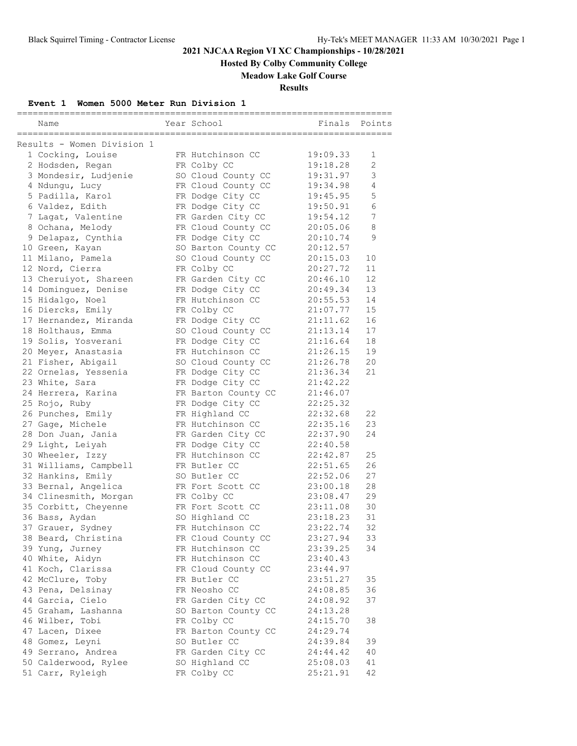# 2021 NJCAA Region VI XC Championships - 10/28/2021

## Hosted By Colby Community College

## Meadow Lake Golf Course

## Results

### Event 1 Women 5000 Meter Run Division 1

Results - Women Division 1

| Place | Name | Year | School | Finals | Points |
|---|---|---|---|---|---|
| 1 | Cocking, Louise | FR | Hutchinson CC | 19:09.33 | 1 |
| 2 | Hodsden, Regan | FR | Colby CC | 19:18.28 | 2 |
| 3 | Mondesir, Ludjenie | SO | Cloud County CC | 19:31.97 | 3 |
| 4 | Ndungu, Lucy | FR | Cloud County CC | 19:34.98 | 4 |
| 5 | Padilla, Karol | FR | Dodge City CC | 19:45.95 | 5 |
| 6 | Valdez, Edith | FR | Dodge City CC | 19:50.91 | 6 |
| 7 | Lagat, Valentine | FR | Garden City CC | 19:54.12 | 7 |
| 8 | Ochana, Melody | FR | Cloud County CC | 20:05.06 | 8 |
| 9 | Delapaz, Cynthia | FR | Dodge City CC | 20:10.74 | 9 |
| 10 | Green, Kayan | SO | Barton County CC | 20:12.57 | |
| 11 | Milano, Pamela | SO | Cloud County CC | 20:15.03 | 10 |
| 12 | Nord, Cierra | FR | Colby CC | 20:27.72 | 11 |
| 13 | Cheruiyot, Shareen | FR | Garden City CC | 20:46.10 | 12 |
| 14 | Dominguez, Denise | FR | Dodge City CC | 20:49.34 | 13 |
| 15 | Hidalgo, Noel | FR | Hutchinson CC | 20:55.53 | 14 |
| 16 | Diercks, Emily | FR | Colby CC | 21:07.77 | 15 |
| 17 | Hernandez, Miranda | FR | Dodge City CC | 21:11.62 | 16 |
| 18 | Holthaus, Emma | SO | Cloud County CC | 21:13.14 | 17 |
| 19 | Solis, Yosverani | FR | Dodge City CC | 21:16.64 | 18 |
| 20 | Meyer, Anastasia | FR | Hutchinson CC | 21:26.15 | 19 |
| 21 | Fisher, Abigail | SO | Cloud County CC | 21:26.78 | 20 |
| 22 | Ornelas, Yessenia | FR | Dodge City CC | 21:36.34 | 21 |
| 23 | White, Sara | FR | Dodge City CC | 21:42.22 | |
| 24 | Herrera, Karina | FR | Barton County CC | 21:46.07 | |
| 25 | Rojo, Ruby | FR | Dodge City CC | 22:25.32 | |
| 26 | Punches, Emily | FR | Highland CC | 22:32.68 | 22 |
| 27 | Gage, Michele | FR | Hutchinson CC | 22:35.16 | 23 |
| 28 | Don Juan, Jania | FR | Garden City CC | 22:37.90 | 24 |
| 29 | Light, Leiyah | FR | Dodge City CC | 22:40.58 | |
| 30 | Wheeler, Izzy | FR | Hutchinson CC | 22:42.87 | 25 |
| 31 | Williams, Campbell | FR | Butler CC | 22:51.65 | 26 |
| 32 | Hankins, Emily | SO | Butler CC | 22:52.06 | 27 |
| 33 | Bernal, Angelica | FR | Fort Scott CC | 23:00.18 | 28 |
| 34 | Clinesmith, Morgan | FR | Colby CC | 23:08.47 | 29 |
| 35 | Corbitt, Cheyenne | FR | Fort Scott CC | 23:11.08 | 30 |
| 36 | Bass, Aydan | SO | Highland CC | 23:18.23 | 31 |
| 37 | Grauer, Sydney | FR | Hutchinson CC | 23:22.74 | 32 |
| 38 | Beard, Christina | FR | Cloud County CC | 23:27.94 | 33 |
| 39 | Yung, Jurney | FR | Hutchinson CC | 23:39.25 | 34 |
| 40 | White, Aidyn | FR | Hutchinson CC | 23:40.43 | |
| 41 | Koch, Clarissa | FR | Cloud County CC | 23:44.97 | |
| 42 | McClure, Toby | FR | Butler CC | 23:51.27 | 35 |
| 43 | Pena, Delsinay | FR | Neosho CC | 24:08.85 | 36 |
| 44 | Garcia, Cielo | FR | Garden City CC | 24:08.92 | 37 |
| 45 | Graham, Lashanna | SO | Barton County CC | 24:13.28 | |
| 46 | Wilber, Tobi | FR | Colby CC | 24:15.70 | 38 |
| 47 | Lacen, Dixee | FR | Barton County CC | 24:29.74 | |
| 48 | Gomez, Leyni | SO | Butler CC | 24:39.84 | 39 |
| 49 | Serrano, Andrea | FR | Garden City CC | 24:44.42 | 40 |
| 50 | Calderwood, Rylee | SO | Highland CC | 25:08.03 | 41 |
| 51 | Carr, Ryleigh | FR | Colby CC | 25:21.91 | 42 |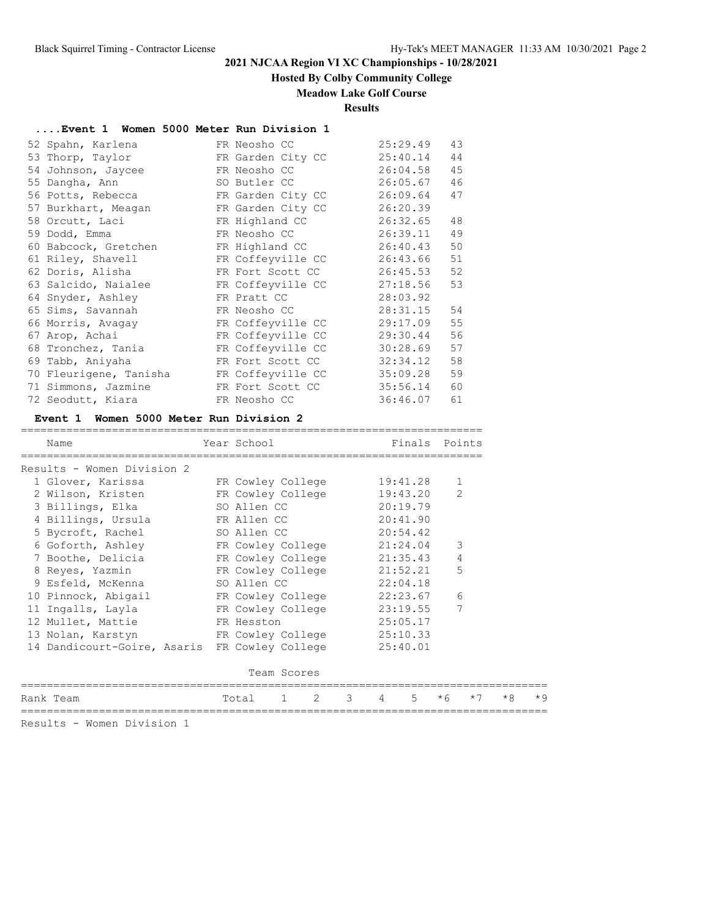## 2021 NJCAA Region VI XC Championships - 10/28/2021

**Hosted By Colby Community College**

**Meadow Lake Golf Course**

**Results**

### ....Event 1 Women 5000 Meter Run Division 1

| Place | Name | Year | School | Finals | Points |
|---|---|---|---|---|---|
| 52 | Spahn, Karlena | FR | Neosho CC | 25:29.49 | 43 |
| 53 | Thorp, Taylor | FR | Garden City CC | 25:40.14 | 44 |
| 54 | Johnson, Jaycee | FR | Neosho CC | 26:04.58 | 45 |
| 55 | Dangha, Ann | SO | Butler CC | 26:05.67 | 46 |
| 56 | Potts, Rebecca | FR | Garden City CC | 26:09.64 | 47 |
| 57 | Burkhart, Meagan | FR | Garden City CC | 26:20.39 | |
| 58 | Orcutt, Laci | FR | Highland CC | 26:32.65 | 48 |
| 59 | Dodd, Emma | FR | Neosho CC | 26:39.11 | 49 |
| 60 | Babcock, Gretchen | FR | Highland CC | 26:40.43 | 50 |
| 61 | Riley, Shavell | FR | Coffeyville CC | 26:43.66 | 51 |
| 62 | Doris, Alisha | FR | Fort Scott CC | 26:45.53 | 52 |
| 63 | Salcido, Naialee | FR | Coffeyville CC | 27:18.56 | 53 |
| 64 | Snyder, Ashley | FR | Pratt CC | 28:03.92 | |
| 65 | Sims, Savannah | FR | Neosho CC | 28:31.15 | 54 |
| 66 | Morris, Avagay | FR | Coffeyville CC | 29:17.09 | 55 |
| 67 | Arop, Achai | FR | Coffeyville CC | 29:30.44 | 56 |
| 68 | Tronchez, Tania | FR | Coffeyville CC | 30:28.69 | 57 |
| 69 | Tabb, Aniyaha | FR | Fort Scott CC | 32:34.12 | 58 |
| 70 | Fleurigene, Tanisha | FR | Coffeyville CC | 35:09.28 | 59 |
| 71 | Simmons, Jazmine | FR | Fort Scott CC | 35:56.14 | 60 |
| 72 | Seodutt, Kiara | FR | Neosho CC | 36:46.07 | 61 |

### Event 1 Women 5000 Meter Run Division 2

Results - Women Division 2

| Place | Name | Year | School | Finals | Points |
|---|---|---|---|---|---|
| 1 | Glover, Karissa | FR | Cowley College | 19:41.28 | 1 |
| 2 | Wilson, Kristen | FR | Cowley College | 19:43.20 | 2 |
| 3 | Billings, Elka | SO | Allen CC | 20:19.79 | |
| 4 | Billings, Ursula | FR | Allen CC | 20:41.90 | |
| 5 | Bycroft, Rachel | SO | Allen CC | 20:54.42 | |
| 6 | Goforth, Ashley | FR | Cowley College | 21:24.04 | 3 |
| 7 | Boothe, Delicia | FR | Cowley College | 21:35.43 | 4 |
| 8 | Reyes, Yazmin | FR | Cowley College | 21:52.21 | 5 |
| 9 | Esfeld, McKenna | SO | Allen CC | 22:04.18 | |
| 10 | Pinnock, Abigail | FR | Cowley College | 22:23.67 | 6 |
| 11 | Ingalls, Layla | FR | Cowley College | 23:19.55 | 7 |
| 12 | Mullet, Mattie | FR | Hesston | 25:05.17 | |
| 13 | Nolan, Karstyn | FR | Cowley College | 25:10.33 | |
| 14 | Dandicourt-Goire, Asaris | FR | Cowley College | 25:40.01 | |

Team Scores

| Rank | Team | Total | 1 | 2 | 3 | 4 | 5 | *6 | *7 | *8 | *9 |
|---|---|---|---|---|---|---|---|---|---|---|---|

Results - Women Division 1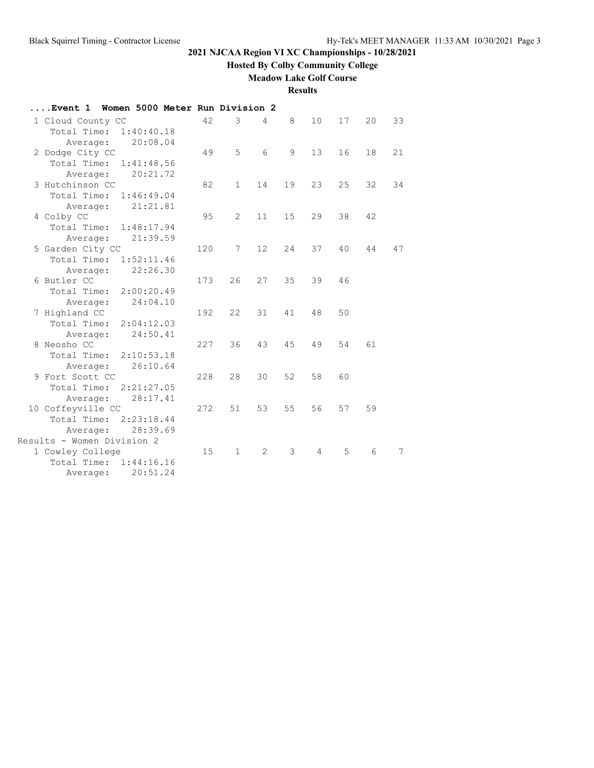# 2021 NJCAA Region VI XC Championships - 10/28/2021

**Hosted By Colby Community College**

**Meadow Lake Golf Course**

**Results**

### ....Event 1 Women 5000 Meter Run Division 2

| Place | Team | Score | 1 | 2 | 3 | 4 | 5 | 6 | 7 |
|---|---|---|---|---|---|---|---|---|---|
| 1 | Cloud County CC | 42 | 3 | 4 | 8 | 10 | 17 | 20 | 33 |
| | Total Time: 1:40:40.18 | | | | | | | | |
| | Average: 20:08.04 | | | | | | | | |
| 2 | Dodge City CC | 49 | 5 | 6 | 9 | 13 | 16 | 18 | 21 |
| | Total Time: 1:41:48.56 | | | | | | | | |
| | Average: 20:21.72 | | | | | | | | |
| 3 | Hutchinson CC | 82 | 1 | 14 | 19 | 23 | 25 | 32 | 34 |
| | Total Time: 1:46:49.04 | | | | | | | | |
| | Average: 21:21.81 | | | | | | | | |
| 4 | Colby CC | 95 | 2 | 11 | 15 | 29 | 38 | 42 | |
| | Total Time: 1:48:17.94 | | | | | | | | |
| | Average: 21:39.59 | | | | | | | | |
| 5 | Garden City CC | 120 | 7 | 12 | 24 | 37 | 40 | 44 | 47 |
| | Total Time: 1:52:11.46 | | | | | | | | |
| | Average: 22:26.30 | | | | | | | | |
| 6 | Butler CC | 173 | 26 | 27 | 35 | 39 | 46 | | |
| | Total Time: 2:00:20.49 | | | | | | | | |
| | Average: 24:04.10 | | | | | | | | |
| 7 | Highland CC | 192 | 22 | 31 | 41 | 48 | 50 | | |
| | Total Time: 2:04:12.03 | | | | | | | | |
| | Average: 24:50.41 | | | | | | | | |
| 8 | Neosho CC | 227 | 36 | 43 | 45 | 49 | 54 | 61 | |
| | Total Time: 2:10:53.18 | | | | | | | | |
| | Average: 26:10.64 | | | | | | | | |
| 9 | Fort Scott CC | 228 | 28 | 30 | 52 | 58 | 60 | | |
| | Total Time: 2:21:27.05 | | | | | | | | |
| | Average: 28:17.41 | | | | | | | | |
| 10 | Coffeyville CC | 272 | 51 | 53 | 55 | 56 | 57 | 59 | |
| | Total Time: 2:23:18.44 | | | | | | | | |
| | Average: 28:39.69 | | | | | | | | |

### Results - Women Division 2

| Place | Team | Score | 1 | 2 | 3 | 4 | 5 | 6 | 7 |
|---|---|---|---|---|---|---|---|---|---|
| 1 | Cowley College | 15 | 1 | 2 | 3 | 4 | 5 | 6 | 7 |
| | Total Time: 1:44:16.16 | | | | | | | | |
| | Average: 20:51.24 | | | | | | | | |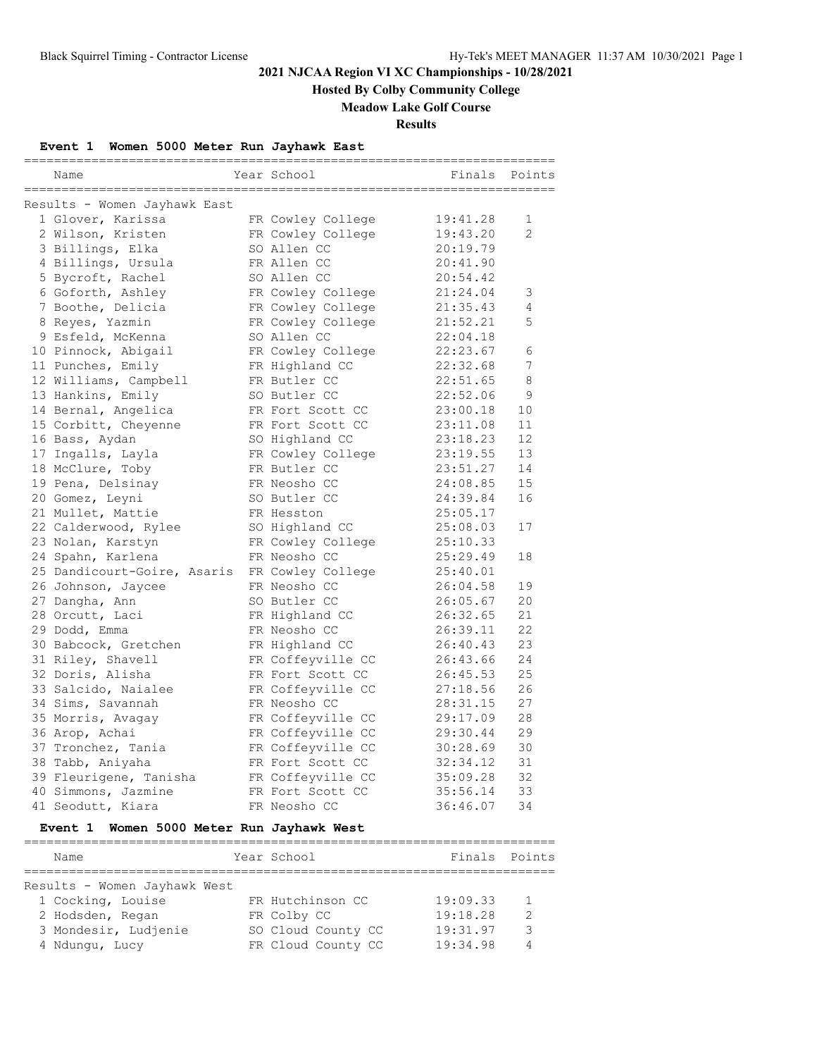# 2021 NJCAA Region VI XC Championships - 10/28/2021

**Hosted By Colby Community College**

**Meadow Lake Golf Course**

**Results**

### Event 1 Women 5000 Meter Run Jayhawk East

Results - Women Jayhawk East

| Place | Name | Year | School | Finals | Points |
|---|---|---|---|---|---|
| 1 | Glover, Karissa | FR | Cowley College | 19:41.28 | 1 |
| 2 | Wilson, Kristen | FR | Cowley College | 19:43.20 | 2 |
| 3 | Billings, Elka | SO | Allen CC | 20:19.79 | |
| 4 | Billings, Ursula | FR | Allen CC | 20:41.90 | |
| 5 | Bycroft, Rachel | SO | Allen CC | 20:54.42 | |
| 6 | Goforth, Ashley | FR | Cowley College | 21:24.04 | 3 |
| 7 | Boothe, Delicia | FR | Cowley College | 21:35.43 | 4 |
| 8 | Reyes, Yazmin | FR | Cowley College | 21:52.21 | 5 |
| 9 | Esfeld, McKenna | SO | Allen CC | 22:04.18 | |
| 10 | Pinnock, Abigail | FR | Cowley College | 22:23.67 | 6 |
| 11 | Punches, Emily | FR | Highland CC | 22:32.68 | 7 |
| 12 | Williams, Campbell | FR | Butler CC | 22:51.65 | 8 |
| 13 | Hankins, Emily | SO | Butler CC | 22:52.06 | 9 |
| 14 | Bernal, Angelica | FR | Fort Scott CC | 23:00.18 | 10 |
| 15 | Corbitt, Cheyenne | FR | Fort Scott CC | 23:11.08 | 11 |
| 16 | Bass, Aydan | SO | Highland CC | 23:18.23 | 12 |
| 17 | Ingalls, Layla | FR | Cowley College | 23:19.55 | 13 |
| 18 | McClure, Toby | FR | Butler CC | 23:51.27 | 14 |
| 19 | Pena, Delsinay | FR | Neosho CC | 24:08.85 | 15 |
| 20 | Gomez, Leyni | SO | Butler CC | 24:39.84 | 16 |
| 21 | Mullet, Mattie | FR | Hesston | 25:05.17 | |
| 22 | Calderwood, Rylee | SO | Highland CC | 25:08.03 | 17 |
| 23 | Nolan, Karstyn | FR | Cowley College | 25:10.33 | |
| 24 | Spahn, Karlena | FR | Neosho CC | 25:29.49 | 18 |
| 25 | Dandicourt-Goire, Asaris | FR | Cowley College | 25:40.01 | |
| 26 | Johnson, Jaycee | FR | Neosho CC | 26:04.58 | 19 |
| 27 | Dangha, Ann | SO | Butler CC | 26:05.67 | 20 |
| 28 | Orcutt, Laci | FR | Highland CC | 26:32.65 | 21 |
| 29 | Dodd, Emma | FR | Neosho CC | 26:39.11 | 22 |
| 30 | Babcock, Gretchen | FR | Highland CC | 26:40.43 | 23 |
| 31 | Riley, Shavell | FR | Coffeyville CC | 26:43.66 | 24 |
| 32 | Doris, Alisha | FR | Fort Scott CC | 26:45.53 | 25 |
| 33 | Salcido, Naialee | FR | Coffeyville CC | 27:18.56 | 26 |
| 34 | Sims, Savannah | FR | Neosho CC | 28:31.15 | 27 |
| 35 | Morris, Avagay | FR | Coffeyville CC | 29:17.09 | 28 |
| 36 | Arop, Achai | FR | Coffeyville CC | 29:30.44 | 29 |
| 37 | Tronchez, Tania | FR | Coffeyville CC | 30:28.69 | 30 |
| 38 | Tabb, Aniyahа | FR | Fort Scott CC | 32:34.12 | 31 |
| 39 | Fleurigene, Tanisha | FR | Coffeyville CC | 35:09.28 | 32 |
| 40 | Simmons, Jazmine | FR | Fort Scott CC | 35:56.14 | 33 |
| 41 | Seodutt, Kiara | FR | Neosho CC | 36:46.07 | 34 |

### Event 1 Women 5000 Meter Run Jayhawk West

Results - Women Jayhawk West

| Place | Name | Year | School | Finals | Points |
|---|---|---|---|---|---|
| 1 | Cocking, Louise | FR | Hutchinson CC | 19:09.33 | 1 |
| 2 | Hodsden, Regan | FR | Colby CC | 19:18.28 | 2 |
| 3 | Mondesir, Ludjenie | SO | Cloud County CC | 19:31.97 | 3 |
| 4 | Ndungu, Lucy | FR | Cloud County CC | 19:34.98 | 4 |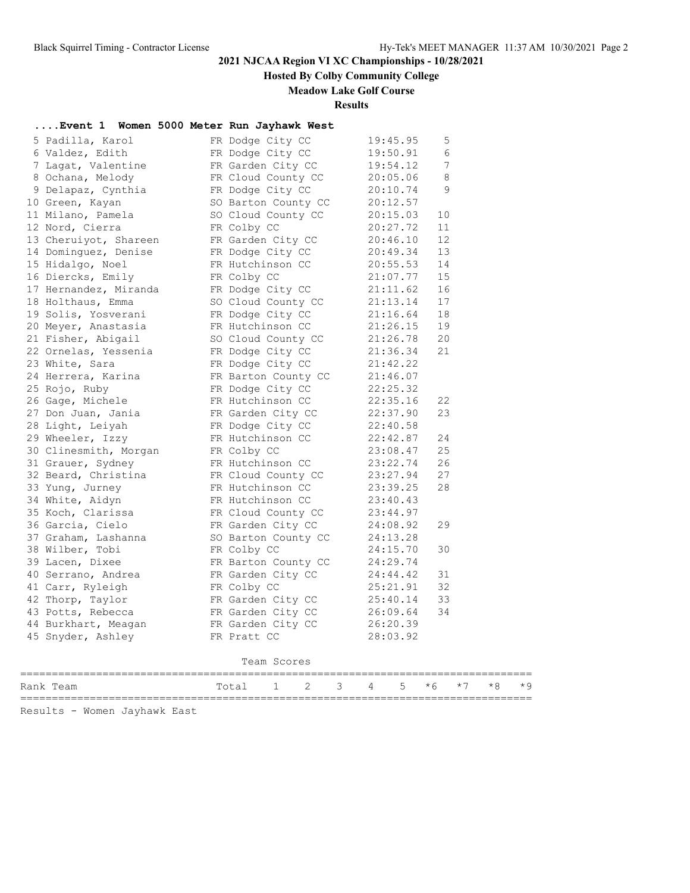## 2021 NJCAA Region VI XC Championships - 10/28/2021

**Hosted By Colby Community College**

**Meadow Lake Golf Course**

**Results**

### ....Event 1 Women 5000 Meter Run Jayhawk West

| Place | Name | Yr | Team | Time | Points |
|---|---|---|---|---|---|
| 5 | Padilla, Karol | FR | Dodge City CC | 19:45.95 | 5 |
| 6 | Valdez, Edith | FR | Dodge City CC | 19:50.91 | 6 |
| 7 | Lagat, Valentine | FR | Garden City CC | 19:54.12 | 7 |
| 8 | Ochana, Melody | FR | Cloud County CC | 20:05.06 | 8 |
| 9 | Delapaz, Cynthia | FR | Dodge City CC | 20:10.74 | 9 |
| 10 | Green, Kayan | SO | Barton County CC | 20:12.57 | |
| 11 | Milano, Pamela | SO | Cloud County CC | 20:15.03 | 10 |
| 12 | Nord, Cierra | FR | Colby CC | 20:27.72 | 11 |
| 13 | Cheruiyot, Shareen | FR | Garden City CC | 20:46.10 | 12 |
| 14 | Dominguez, Denise | FR | Dodge City CC | 20:49.34 | 13 |
| 15 | Hidalgo, Noel | FR | Hutchinson CC | 20:55.53 | 14 |
| 16 | Diercks, Emily | FR | Colby CC | 21:07.77 | 15 |
| 17 | Hernandez, Miranda | FR | Dodge City CC | 21:11.62 | 16 |
| 18 | Holthaus, Emma | SO | Cloud County CC | 21:13.14 | 17 |
| 19 | Solis, Yosverani | FR | Dodge City CC | 21:16.64 | 18 |
| 20 | Meyer, Anastasia | FR | Hutchinson CC | 21:26.15 | 19 |
| 21 | Fisher, Abigail | SO | Cloud County CC | 21:26.78 | 20 |
| 22 | Ornelas, Yessenia | FR | Dodge City CC | 21:36.34 | 21 |
| 23 | White, Sara | FR | Dodge City CC | 21:42.22 | |
| 24 | Herrera, Karina | FR | Barton County CC | 21:46.07 | |
| 25 | Rojo, Ruby | FR | Dodge City CC | 22:25.32 | |
| 26 | Gage, Michele | FR | Hutchinson CC | 22:35.16 | 22 |
| 27 | Don Juan, Jania | FR | Garden City CC | 22:37.90 | 23 |
| 28 | Light, Leiyah | FR | Dodge City CC | 22:40.58 | |
| 29 | Wheeler, Izzy | FR | Hutchinson CC | 22:42.87 | 24 |
| 30 | Clinesmith, Morgan | FR | Colby CC | 23:08.47 | 25 |
| 31 | Grauer, Sydney | FR | Hutchinson CC | 23:22.74 | 26 |
| 32 | Beard, Christina | FR | Cloud County CC | 23:27.94 | 27 |
| 33 | Yung, Jurney | FR | Hutchinson CC | 23:39.25 | 28 |
| 34 | White, Aidyn | FR | Hutchinson CC | 23:40.43 | |
| 35 | Koch, Clarissa | FR | Cloud County CC | 23:44.97 | |
| 36 | Garcia, Cielo | FR | Garden City CC | 24:08.92 | 29 |
| 37 | Graham, Lashanna | SO | Barton County CC | 24:13.28 | |
| 38 | Wilber, Tobi | FR | Colby CC | 24:15.70 | 30 |
| 39 | Lacen, Dixee | FR | Barton County CC | 24:29.74 | |
| 40 | Serrano, Andrea | FR | Garden City CC | 24:44.42 | 31 |
| 41 | Carr, Ryleigh | FR | Colby CC | 25:21.91 | 32 |
| 42 | Thorp, Taylor | FR | Garden City CC | 25:40.14 | 33 |
| 43 | Potts, Rebecca | FR | Garden City CC | 26:09.64 | 34 |
| 44 | Burkhart, Meagan | FR | Garden City CC | 26:20.39 | |
| 45 | Snyder, Ashley | FR | Pratt CC | 28:03.92 | |

Team Scores

| Rank | Team | Total | 1 | 2 | 3 | 4 | 5 | *6 | *7 | *8 | *9 |
|---|---|---|---|---|---|---|---|---|---|---|---|

Results - Women Jayhawk East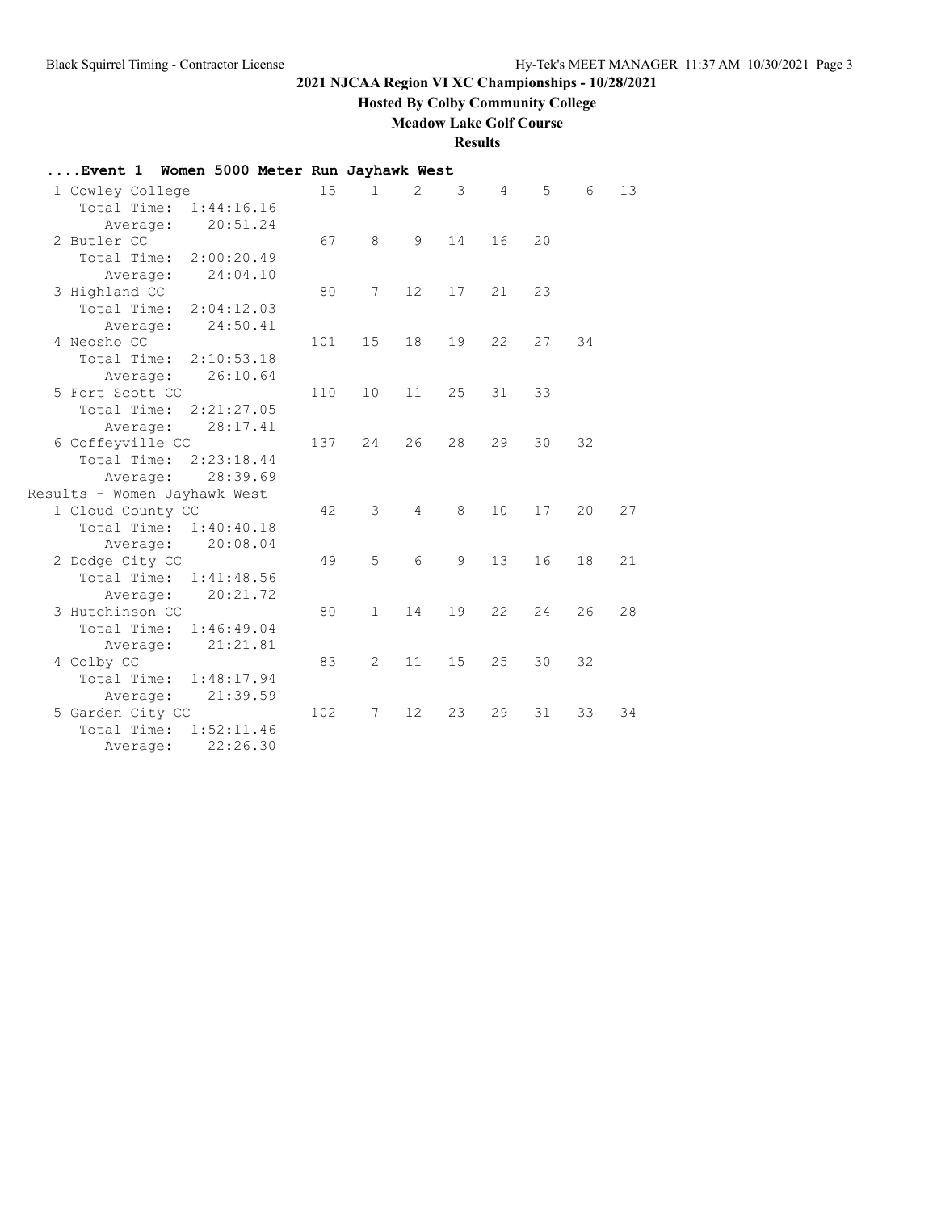# 2021 NJCAA Region VI XC Championships - 10/28/2021

**Hosted By Colby Community College**

**Meadow Lake Golf Course**

**Results**

**....Event 1 Women 5000 Meter Run Jayhawk West**

| Team | Score | 1 | 2 | 3 | 4 | 5 | 6 | 7 |
|---|---|---|---|---|---|---|---|---|
| 1 Cowley College | 15 | 1 | 2 | 3 | 4 | 5 | 6 | 13 |
| Total Time: 1:44:16.16 | | | | | | | | |
| Average: 20:51.24 | | | | | | | | |
| 2 Butler CC | 67 | 8 | 9 | 14 | 16 | 20 | | |
| Total Time: 2:00:20.49 | | | | | | | | |
| Average: 24:04.10 | | | | | | | | |
| 3 Highland CC | 80 | 7 | 12 | 17 | 21 | 23 | | |
| Total Time: 2:04:12.03 | | | | | | | | |
| Average: 24:50.41 | | | | | | | | |
| 4 Neosho CC | 101 | 15 | 18 | 19 | 22 | 27 | 34 | |
| Total Time: 2:10:53.18 | | | | | | | | |
| Average: 26:10.64 | | | | | | | | |
| 5 Fort Scott CC | 110 | 10 | 11 | 25 | 31 | 33 | | |
| Total Time: 2:21:27.05 | | | | | | | | |
| Average: 28:17.41 | | | | | | | | |
| 6 Coffeyville CC | 137 | 24 | 26 | 28 | 29 | 30 | 32 | |
| Total Time: 2:23:18.44 | | | | | | | | |
| Average: 28:39.69 | | | | | | | | |

Results - Women Jayhawk West

| Team | Score | 1 | 2 | 3 | 4 | 5 | 6 | 7 |
|---|---|---|---|---|---|---|---|---|
| 1 Cloud County CC | 42 | 3 | 4 | 8 | 10 | 17 | 20 | 27 |
| Total Time: 1:40:40.18 | | | | | | | | |
| Average: 20:08.04 | | | | | | | | |
| 2 Dodge City CC | 49 | 5 | 6 | 9 | 13 | 16 | 18 | 21 |
| Total Time: 1:41:48.56 | | | | | | | | |
| Average: 20:21.72 | | | | | | | | |
| 3 Hutchinson CC | 80 | 1 | 14 | 19 | 22 | 24 | 26 | 28 |
| Total Time: 1:46:49.04 | | | | | | | | |
| Average: 21:21.81 | | | | | | | | |
| 4 Colby CC | 83 | 2 | 11 | 15 | 25 | 30 | 32 | |
| Total Time: 1:48:17.94 | | | | | | | | |
| Average: 21:39.59 | | | | | | | | |
| 5 Garden City CC | 102 | 7 | 12 | 23 | 29 | 31 | 33 | 34 |
| Total Time: 1:52:11.46 | | | | | | | | |
| Average: 22:26.30 | | | | | | | | |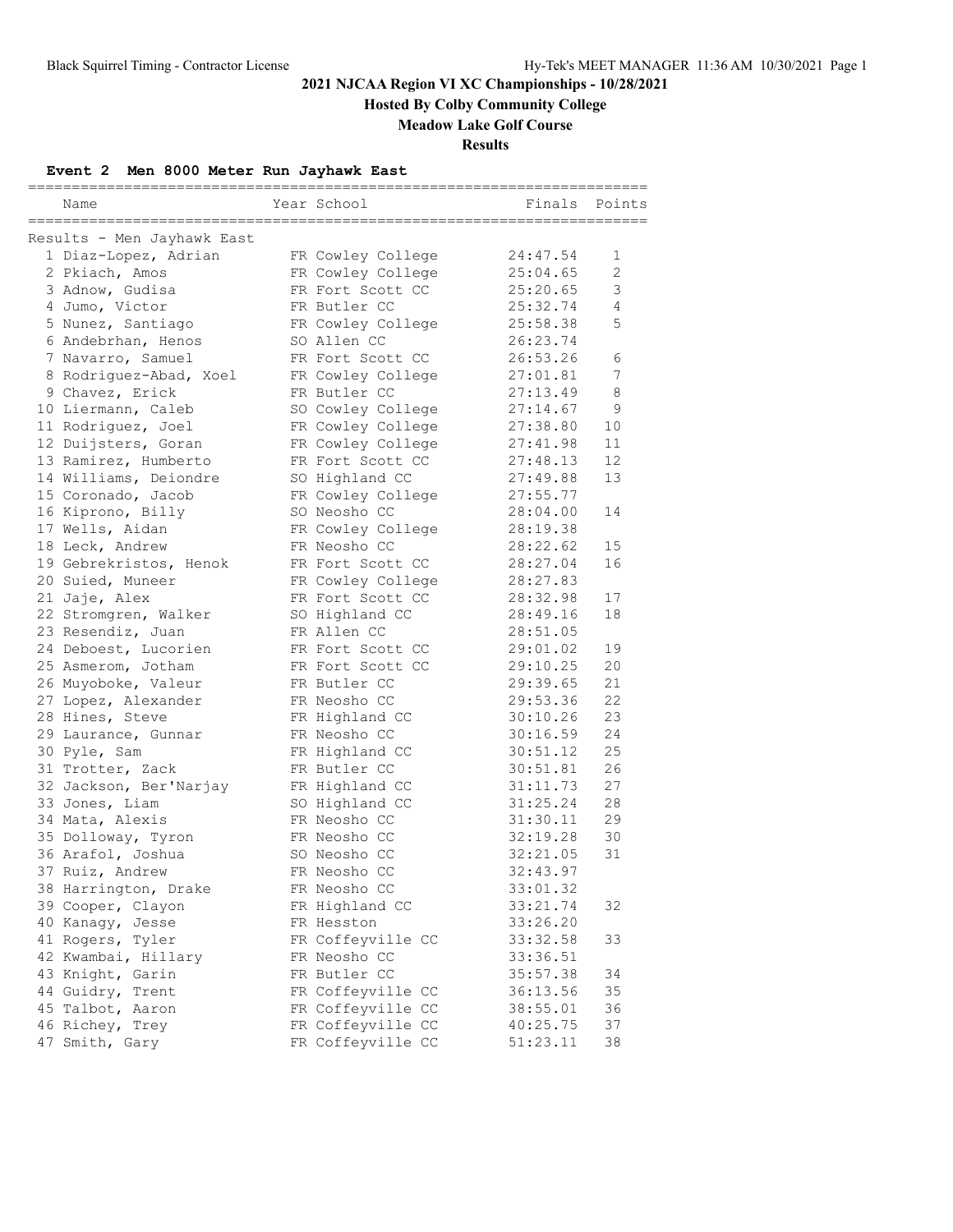# 2021 NJCAA Region VI XC Championships - 10/28/2021

## Hosted By Colby Community College

## Meadow Lake Golf Course

## Results

### Event 2 Men 8000 Meter Run Jayhawk East

Results - Men Jayhawk East

| Place | Name | Year | School | Finals | Points |
|---|---|---|---|---|---|
| 1 | Diaz-Lopez, Adrian | FR | Cowley College | 24:47.54 | 1 |
| 2 | Pkiach, Amos | FR | Cowley College | 25:04.65 | 2 |
| 3 | Adnow, Gudisa | FR | Fort Scott CC | 25:20.65 | 3 |
| 4 | Jumo, Victor | FR | Butler CC | 25:32.74 | 4 |
| 5 | Nunez, Santiago | FR | Cowley College | 25:58.38 | 5 |
| 6 | Andebrhan, Henos | SO | Allen CC | 26:23.74 | |
| 7 | Navarro, Samuel | FR | Fort Scott CC | 26:53.26 | 6 |
| 8 | Rodriguez-Abad, Xoel | FR | Cowley College | 27:01.81 | 7 |
| 9 | Chavez, Erick | FR | Butler CC | 27:13.49 | 8 |
| 10 | Liermann, Caleb | SO | Cowley College | 27:14.67 | 9 |
| 11 | Rodriguez, Joel | FR | Cowley College | 27:38.80 | 10 |
| 12 | Duijsters, Goran | FR | Cowley College | 27:41.98 | 11 |
| 13 | Ramirez, Humberto | FR | Fort Scott CC | 27:48.13 | 12 |
| 14 | Williams, Deiondre | SO | Highland CC | 27:49.88 | 13 |
| 15 | Coronado, Jacob | FR | Cowley College | 27:55.77 | |
| 16 | Kiprono, Billy | SO | Neosho CC | 28:04.00 | 14 |
| 17 | Wells, Aidan | FR | Cowley College | 28:19.38 | |
| 18 | Leck, Andrew | FR | Neosho CC | 28:22.62 | 15 |
| 19 | Gebrekristos, Henok | FR | Fort Scott CC | 28:27.04 | 16 |
| 20 | Suied, Muneer | FR | Cowley College | 28:27.83 | |
| 21 | Jaje, Alex | FR | Fort Scott CC | 28:32.98 | 17 |
| 22 | Stromgren, Walker | SO | Highland CC | 28:49.16 | 18 |
| 23 | Resendiz, Juan | FR | Allen CC | 28:51.05 | |
| 24 | Deboest, Lucorien | FR | Fort Scott CC | 29:01.02 | 19 |
| 25 | Asmerom, Jotham | FR | Fort Scott CC | 29:10.25 | 20 |
| 26 | Muyoboke, Valeur | FR | Butler CC | 29:39.65 | 21 |
| 27 | Lopez, Alexander | FR | Neosho CC | 29:53.36 | 22 |
| 28 | Hines, Steve | FR | Highland CC | 30:10.26 | 23 |
| 29 | Laurance, Gunnar | FR | Neosho CC | 30:16.59 | 24 |
| 30 | Pyle, Sam | FR | Highland CC | 30:51.12 | 25 |
| 31 | Trotter, Zack | FR | Butler CC | 30:51.81 | 26 |
| 32 | Jackson, Ber'Narjay | FR | Highland CC | 31:11.73 | 27 |
| 33 | Jones, Liam | SO | Highland CC | 31:25.24 | 28 |
| 34 | Mata, Alexis | FR | Neosho CC | 31:30.11 | 29 |
| 35 | Dolloway, Tyron | FR | Neosho CC | 32:19.28 | 30 |
| 36 | Arafol, Joshua | SO | Neosho CC | 32:21.05 | 31 |
| 37 | Ruiz, Andrew | FR | Neosho CC | 32:43.97 | |
| 38 | Harrington, Drake | FR | Neosho CC | 33:01.32 | |
| 39 | Cooper, Clayon | FR | Highland CC | 33:21.74 | 32 |
| 40 | Kanagy, Jesse | FR | Hesston | 33:26.20 | |
| 41 | Rogers, Tyler | FR | Coffeyville CC | 33:32.58 | 33 |
| 42 | Kwambai, Hillary | FR | Neosho CC | 33:36.51 | |
| 43 | Knight, Garin | FR | Butler CC | 35:57.38 | 34 |
| 44 | Guidry, Trent | FR | Coffeyville CC | 36:13.56 | 35 |
| 45 | Talbot, Aaron | FR | Coffeyville CC | 38:55.01 | 36 |
| 46 | Richey, Trey | FR | Coffeyville CC | 40:25.75 | 37 |
| 47 | Smith, Gary | FR | Coffeyville CC | 51:23.11 | 38 |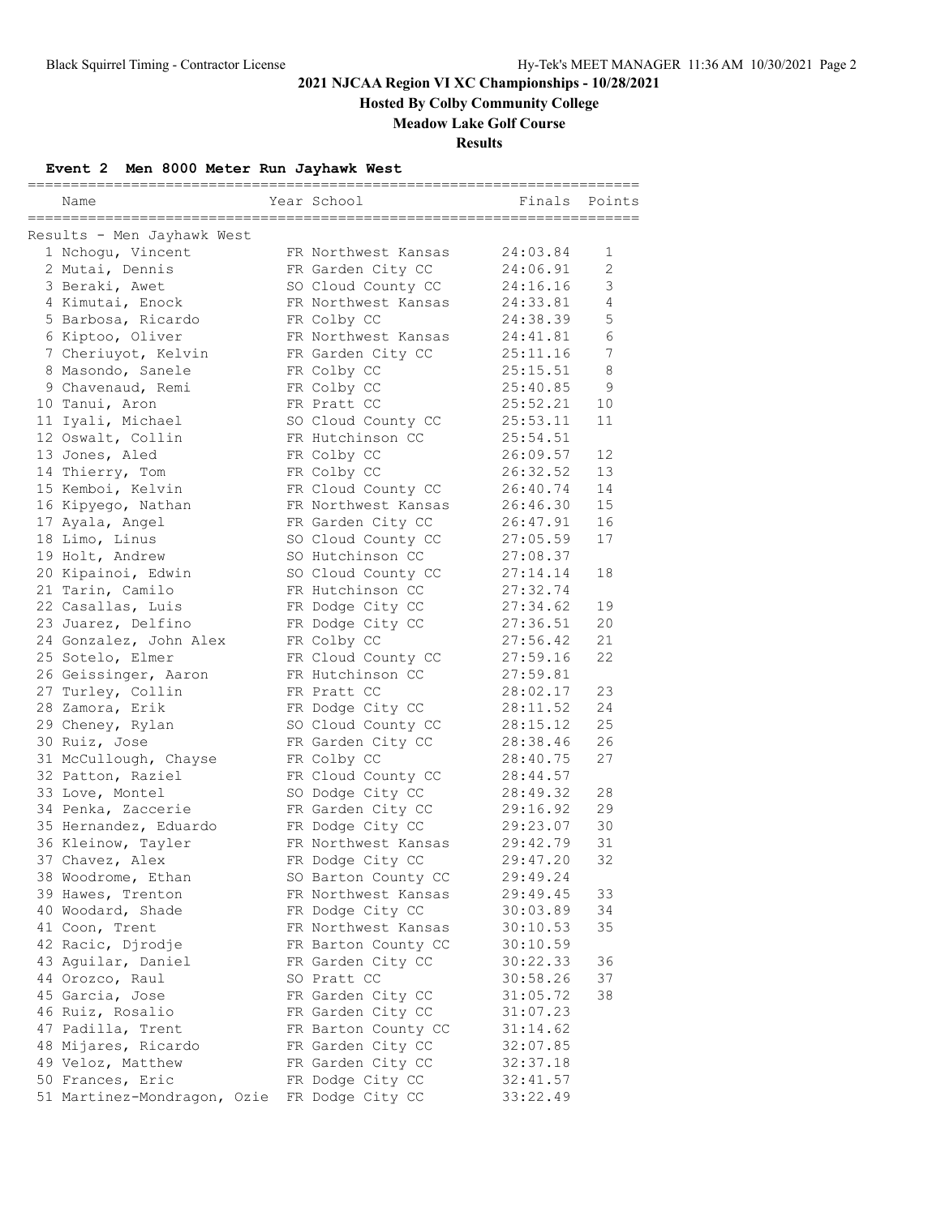# 2021 NJCAA Region VI XC Championships - 10/28/2021

**Hosted By Colby Community College**

**Meadow Lake Golf Course**

**Results**

### Event 2 Men 8000 Meter Run Jayhawk West

Results - Men Jayhawk West

| | Name | Year | School | Finals | Points |
|---|---|---|---|---|---|
| 1 | Nchogu, Vincent | FR | Northwest Kansas | 24:03.84 | 1 |
| 2 | Mutai, Dennis | FR | Garden City CC | 24:06.91 | 2 |
| 3 | Beraki, Awet | SO | Cloud County CC | 24:16.16 | 3 |
| 4 | Kimutai, Enock | FR | Northwest Kansas | 24:33.81 | 4 |
| 5 | Barbosa, Ricardo | FR | Colby CC | 24:38.39 | 5 |
| 6 | Kiptoo, Oliver | FR | Northwest Kansas | 24:41.81 | 6 |
| 7 | Cheriuyot, Kelvin | FR | Garden City CC | 25:11.16 | 7 |
| 8 | Masondo, Sanele | FR | Colby CC | 25:15.51 | 8 |
| 9 | Chavenaud, Remi | FR | Colby CC | 25:40.85 | 9 |
| 10 | Tanui, Aron | FR | Pratt CC | 25:52.21 | 10 |
| 11 | Iyali, Michael | SO | Cloud County CC | 25:53.11 | 11 |
| 12 | Oswalt, Collin | FR | Hutchinson CC | 25:54.51 | |
| 13 | Jones, Aled | FR | Colby CC | 26:09.57 | 12 |
| 14 | Thierry, Tom | FR | Colby CC | 26:32.52 | 13 |
| 15 | Kemboi, Kelvin | FR | Cloud County CC | 26:40.74 | 14 |
| 16 | Kipyego, Nathan | FR | Northwest Kansas | 26:46.30 | 15 |
| 17 | Ayala, Angel | FR | Garden City CC | 26:47.91 | 16 |
| 18 | Limo, Linus | SO | Cloud County CC | 27:05.59 | 17 |
| 19 | Holt, Andrew | SO | Hutchinson CC | 27:08.37 | |
| 20 | Kipainoi, Edwin | SO | Cloud County CC | 27:14.14 | 18 |
| 21 | Tarin, Camilo | FR | Hutchinson CC | 27:32.74 | |
| 22 | Casallas, Luis | FR | Dodge City CC | 27:34.62 | 19 |
| 23 | Juarez, Delfino | FR | Dodge City CC | 27:36.51 | 20 |
| 24 | Gonzalez, John Alex | FR | Colby CC | 27:56.42 | 21 |
| 25 | Sotelo, Elmer | FR | Cloud County CC | 27:59.16 | 22 |
| 26 | Geissinger, Aaron | FR | Hutchinson CC | 27:59.81 | |
| 27 | Turley, Collin | FR | Pratt CC | 28:02.17 | 23 |
| 28 | Zamora, Erik | FR | Dodge City CC | 28:11.52 | 24 |
| 29 | Cheney, Rylan | SO | Cloud County CC | 28:15.12 | 25 |
| 30 | Ruiz, Jose | FR | Garden City CC | 28:38.46 | 26 |
| 31 | McCullough, Chayse | FR | Colby CC | 28:40.75 | 27 |
| 32 | Patton, Raziel | FR | Cloud County CC | 28:44.57 | |
| 33 | Love, Montel | SO | Dodge City CC | 28:49.32 | 28 |
| 34 | Penka, Zaccerie | FR | Garden City CC | 29:16.92 | 29 |
| 35 | Hernandez, Eduardo | FR | Dodge City CC | 29:23.07 | 30 |
| 36 | Kleinow, Tayler | FR | Northwest Kansas | 29:42.79 | 31 |
| 37 | Chavez, Alex | FR | Dodge City CC | 29:47.20 | 32 |
| 38 | Woodrome, Ethan | SO | Barton County CC | 29:49.24 | |
| 39 | Hawes, Trenton | FR | Northwest Kansas | 29:49.45 | 33 |
| 40 | Woodard, Shade | FR | Dodge City CC | 30:03.89 | 34 |
| 41 | Coon, Trent | FR | Northwest Kansas | 30:10.53 | 35 |
| 42 | Racic, Djrodje | FR | Barton County CC | 30:10.59 | |
| 43 | Aguilar, Daniel | FR | Garden City CC | 30:22.33 | 36 |
| 44 | Orozco, Raul | SO | Pratt CC | 30:58.26 | 37 |
| 45 | Garcia, Jose | FR | Garden City CC | 31:05.72 | 38 |
| 46 | Ruiz, Rosalio | FR | Garden City CC | 31:07.23 | |
| 47 | Padilla, Trent | FR | Barton County CC | 31:14.62 | |
| 48 | Mijares, Ricardo | FR | Garden City CC | 32:07.85 | |
| 49 | Veloz, Matthew | FR | Garden City CC | 32:37.18 | |
| 50 | Frances, Eric | FR | Dodge City CC | 32:41.57 | |
| 51 | Martinez-Mondragon, Ozie | FR | Dodge City CC | 33:22.49 | |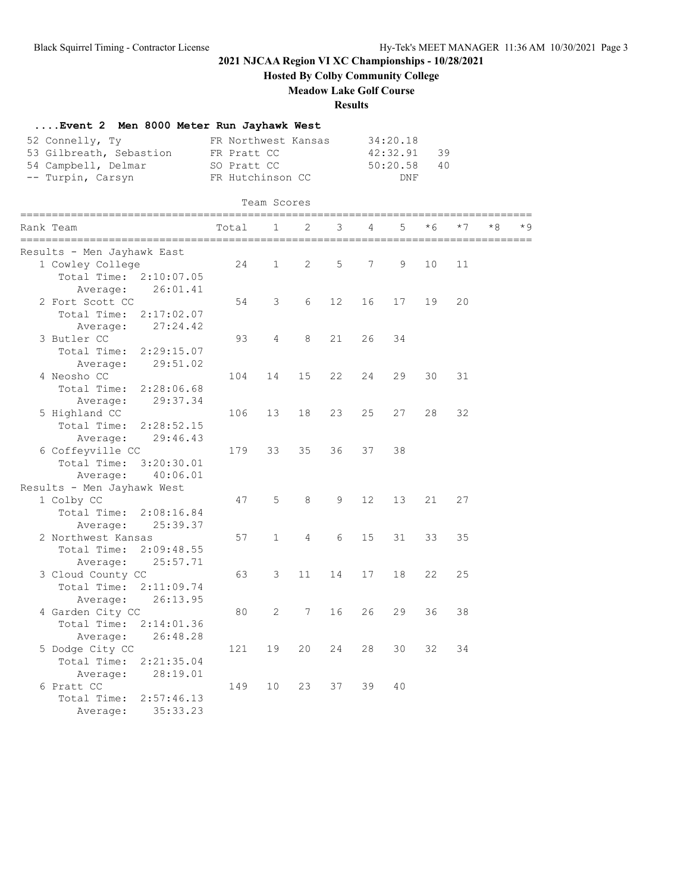# 2021 NJCAA Region VI XC Championships - 10/28/2021

**Hosted By Colby Community College**

**Meadow Lake Golf Course**

**Results**

### ....Event 2 Men 8000 Meter Run Jayhawk West

| | | | | |
|---|---|---|---|---|
| 52 | Connelly, Ty | FR Northwest Kansas | 34:20.18 | |
| 53 | Gilbreath, Sebastion | FR Pratt CC | 42:32.91 | 39 |
| 54 | Campbell, Delmar | SO Pratt CC | 50:20.58 | 40 |
| -- | Turpin, Carsyn | FR Hutchinson CC | DNF | |

Team Scores

| Rank Team | Total | 1 | 2 | 3 | 4 | 5 | *6 | *7 | *8 | *9 |
|---|---|---|---|---|---|---|---|---|---|---|
| **Results - Men Jayhawk East** | | | | | | | | | | |
| 1 Cowley College | 24 | 1 | 2 | 5 | 7 | 9 | 10 | 11 | | |
| Total Time: 2:10:07.05 | | | | | | | | | | |
| Average: 26:01.41 | | | | | | | | | | |
| 2 Fort Scott CC | 54 | 3 | 6 | 12 | 16 | 17 | 19 | 20 | | |
| Total Time: 2:17:02.07 | | | | | | | | | | |
| Average: 27:24.42 | | | | | | | | | | |
| 3 Butler CC | 93 | 4 | 8 | 21 | 26 | 34 | | | | |
| Total Time: 2:29:15.07 | | | | | | | | | | |
| Average: 29:51.02 | | | | | | | | | | |
| 4 Neosho CC | 104 | 14 | 15 | 22 | 24 | 29 | 30 | 31 | | |
| Total Time: 2:28:06.68 | | | | | | | | | | |
| Average: 29:37.34 | | | | | | | | | | |
| 5 Highland CC | 106 | 13 | 18 | 23 | 25 | 27 | 28 | 32 | | |
| Total Time: 2:28:52.15 | | | | | | | | | | |
| Average: 29:46.43 | | | | | | | | | | |
| 6 Coffeyville CC | 179 | 33 | 35 | 36 | 37 | 38 | | | | |
| Total Time: 3:20:30.01 | | | | | | | | | | |
| Average: 40:06.01 | | | | | | | | | | |
| **Results - Men Jayhawk West** | | | | | | | | | | |
| 1 Colby CC | 47 | 5 | 8 | 9 | 12 | 13 | 21 | 27 | | |
| Total Time: 2:08:16.84 | | | | | | | | | | |
| Average: 25:39.37 | | | | | | | | | | |
| 2 Northwest Kansas | 57 | 1 | 4 | 6 | 15 | 31 | 33 | 35 | | |
| Total Time: 2:09:48.55 | | | | | | | | | | |
| Average: 25:57.71 | | | | | | | | | | |
| 3 Cloud County CC | 63 | 3 | 11 | 14 | 17 | 18 | 22 | 25 | | |
| Total Time: 2:11:09.74 | | | | | | | | | | |
| Average: 26:13.95 | | | | | | | | | | |
| 4 Garden City CC | 80 | 2 | 7 | 16 | 26 | 29 | 36 | 38 | | |
| Total Time: 2:14:01.36 | | | | | | | | | | |
| Average: 26:48.28 | | | | | | | | | | |
| 5 Dodge City CC | 121 | 19 | 20 | 24 | 28 | 30 | 32 | 34 | | |
| Total Time: 2:21:35.04 | | | | | | | | | | |
| Average: 28:19.01 | | | | | | | | | | |
| 6 Pratt CC | 149 | 10 | 23 | 37 | 39 | 40 | | | | |
| Total Time: 2:57:46.13 | | | | | | | | | | |
| Average: 35:33.23 | | | | | | | | | | |